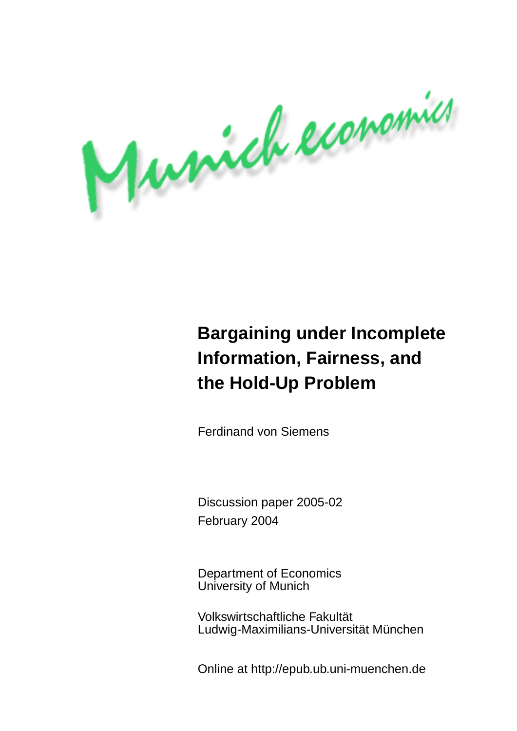Munich economics

# Bargaining under Incomplete Information, Fairness, and the Hold-Up Problem

Ferdinand von Siemens

Discussion paper 2005-02
February 2004

Department of Economics
University of Munich

Volkswirtschaftliche Fakultät
Ludwig-Maximilians-Universität München

Online at http://epub.ub.uni-muenchen.de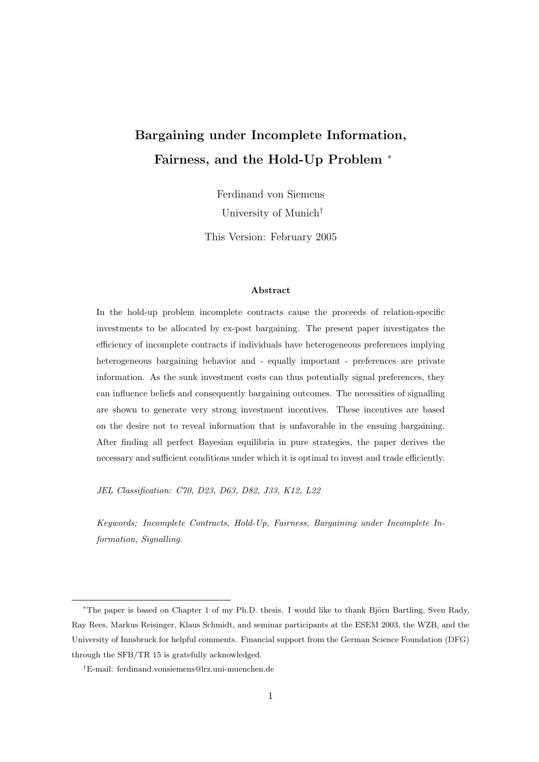# Bargaining under Incomplete Information, Fairness, and the Hold-Up Problem *

Ferdinand von Siemens

University of Munich†

This Version: February 2005

### Abstract

In the hold-up problem incomplete contracts cause the proceeds of relation-specific investments to be allocated by ex-post bargaining. The present paper investigates the efficiency of incomplete contracts if individuals have heterogeneous preferences implying heterogeneous bargaining behavior and - equally important - preferences are private information. As the sunk investment costs can thus potentially signal preferences, they can influence beliefs and consequently bargaining outcomes. The necessities of signalling are shown to generate very strong investment incentives. These incentives are based on the desire not to reveal information that is unfavorable in the ensuing bargaining. After finding all perfect Bayesian equilibria in pure strategies, the paper derives the necessary and sufficient conditions under which it is optimal to invest and trade efficiently.

*JEL Classification: C70, D23, D63, D82, J33, K12, L22*

*Keywords: Incomplete Contracts, Hold-Up, Fairness, Bargaining under Incomplete Information, Signalling.*

---

*The paper is based on Chapter 1 of my Ph.D. thesis. I would like to thank Björn Bartling, Sven Rady, Ray Rees, Markus Reisinger, Klaus Schmidt, and seminar participants at the ESEM 2003, the WZB, and the University of Innsbruck for helpful comments. Financial support from the German Science Foundation (DFG) through the SFB/TR 15 is gratefully acknowledged.

†E-mail: ferdinand.vonsiemens@lrz.uni-muenchen.de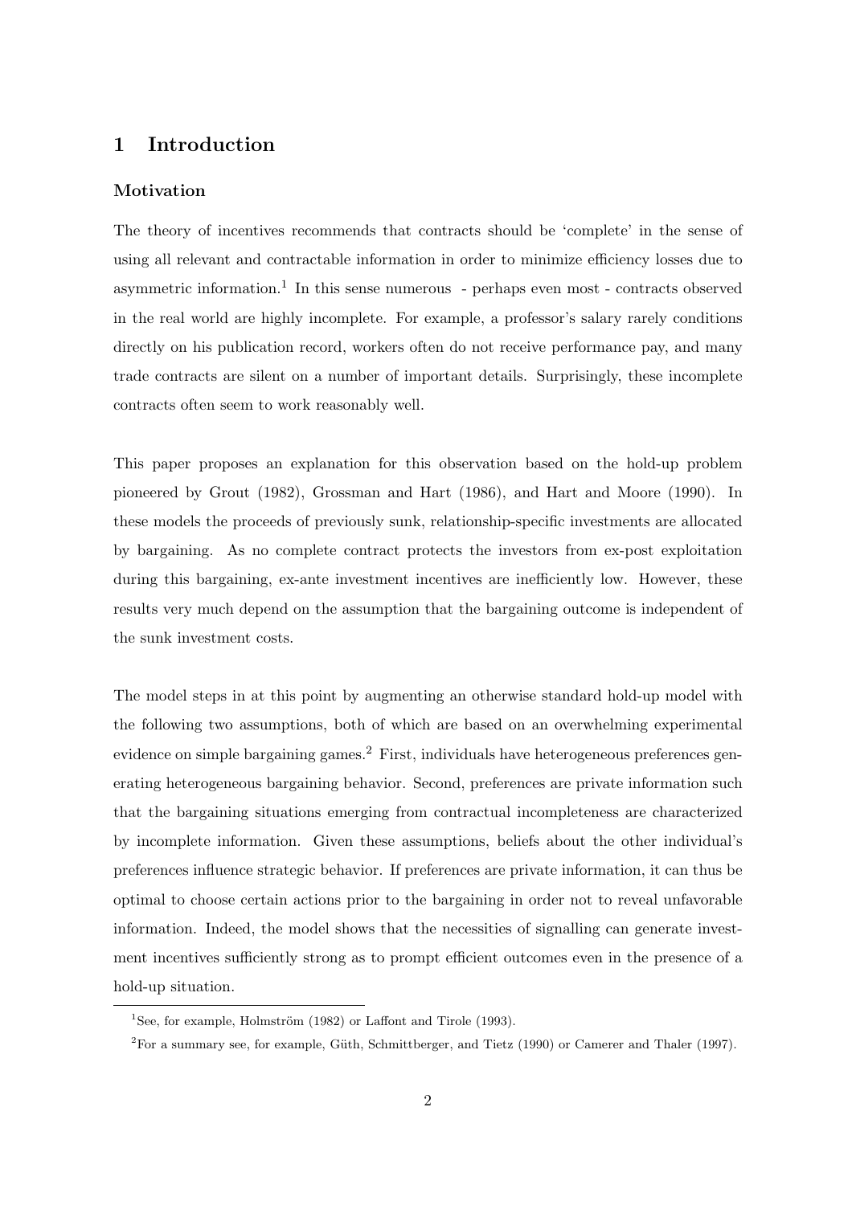# 1 Introduction

### Motivation

The theory of incentives recommends that contracts should be 'complete' in the sense of using all relevant and contractable information in order to minimize efficiency losses due to asymmetric information.[1] In this sense numerous - perhaps even most - contracts observed in the real world are highly incomplete. For example, a professor's salary rarely conditions directly on his publication record, workers often do not receive performance pay, and many trade contracts are silent on a number of important details. Surprisingly, these incomplete contracts often seem to work reasonably well.

This paper proposes an explanation for this observation based on the hold-up problem pioneered by Grout (1982), Grossman and Hart (1986), and Hart and Moore (1990). In these models the proceeds of previously sunk, relationship-specific investments are allocated by bargaining. As no complete contract protects the investors from ex-post exploitation during this bargaining, ex-ante investment incentives are inefficiently low. However, these results very much depend on the assumption that the bargaining outcome is independent of the sunk investment costs.

The model steps in at this point by augmenting an otherwise standard hold-up model with the following two assumptions, both of which are based on an overwhelming experimental evidence on simple bargaining games.[2] First, individuals have heterogeneous preferences generating heterogeneous bargaining behavior. Second, preferences are private information such that the bargaining situations emerging from contractual incompleteness are characterized by incomplete information. Given these assumptions, beliefs about the other individual's preferences influence strategic behavior. If preferences are private information, it can thus be optimal to choose certain actions prior to the bargaining in order not to reveal unfavorable information. Indeed, the model shows that the necessities of signalling can generate investment incentives sufficiently strong as to prompt efficient outcomes even in the presence of a hold-up situation.

[1] See, for example, Holmström (1982) or Laffont and Tirole (1993).

[2] For a summary see, for example, Güth, Schmittberger, and Tietz (1990) or Camerer and Thaler (1997).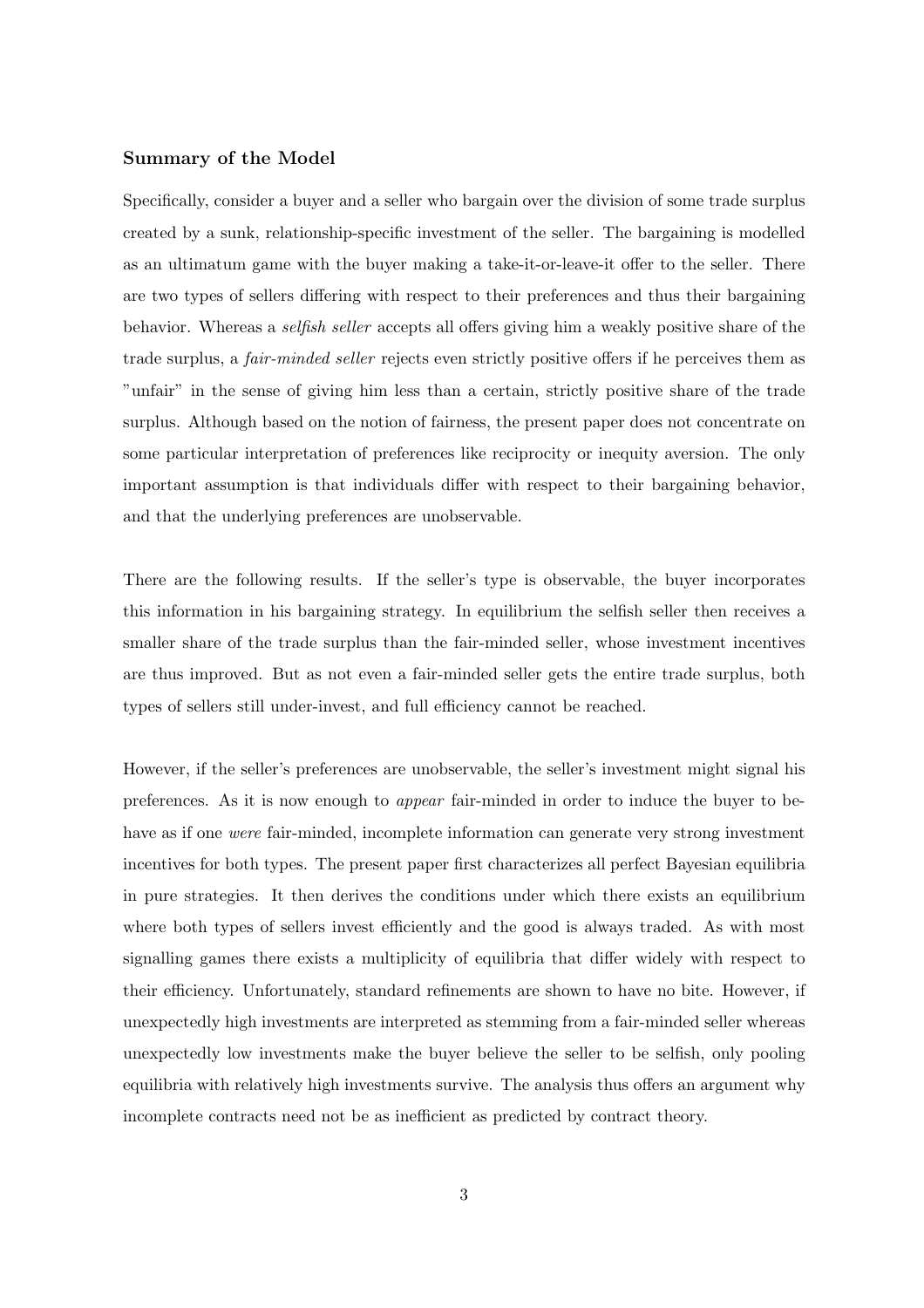### Summary of the Model

Specifically, consider a buyer and a seller who bargain over the division of some trade surplus created by a sunk, relationship-specific investment of the seller. The bargaining is modelled as an ultimatum game with the buyer making a take-it-or-leave-it offer to the seller. There are two types of sellers differing with respect to their preferences and thus their bargaining behavior. Whereas a *selfish seller* accepts all offers giving him a weakly positive share of the trade surplus, a *fair-minded seller* rejects even strictly positive offers if he perceives them as "unfair" in the sense of giving him less than a certain, strictly positive share of the trade surplus. Although based on the notion of fairness, the present paper does not concentrate on some particular interpretation of preferences like reciprocity or inequity aversion. The only important assumption is that individuals differ with respect to their bargaining behavior, and that the underlying preferences are unobservable.

There are the following results. If the seller's type is observable, the buyer incorporates this information in his bargaining strategy. In equilibrium the selfish seller then receives a smaller share of the trade surplus than the fair-minded seller, whose investment incentives are thus improved. But as not even a fair-minded seller gets the entire trade surplus, both types of sellers still under-invest, and full efficiency cannot be reached.

However, if the seller's preferences are unobservable, the seller's investment might signal his preferences. As it is now enough to *appear* fair-minded in order to induce the buyer to behave as if one *were* fair-minded, incomplete information can generate very strong investment incentives for both types. The present paper first characterizes all perfect Bayesian equilibria in pure strategies. It then derives the conditions under which there exists an equilibrium where both types of sellers invest efficiently and the good is always traded. As with most signalling games there exists a multiplicity of equilibria that differ widely with respect to their efficiency. Unfortunately, standard refinements are shown to have no bite. However, if unexpectedly high investments are interpreted as stemming from a fair-minded seller whereas unexpectedly low investments make the buyer believe the seller to be selfish, only pooling equilibria with relatively high investments survive. The analysis thus offers an argument why incomplete contracts need not be as inefficient as predicted by contract theory.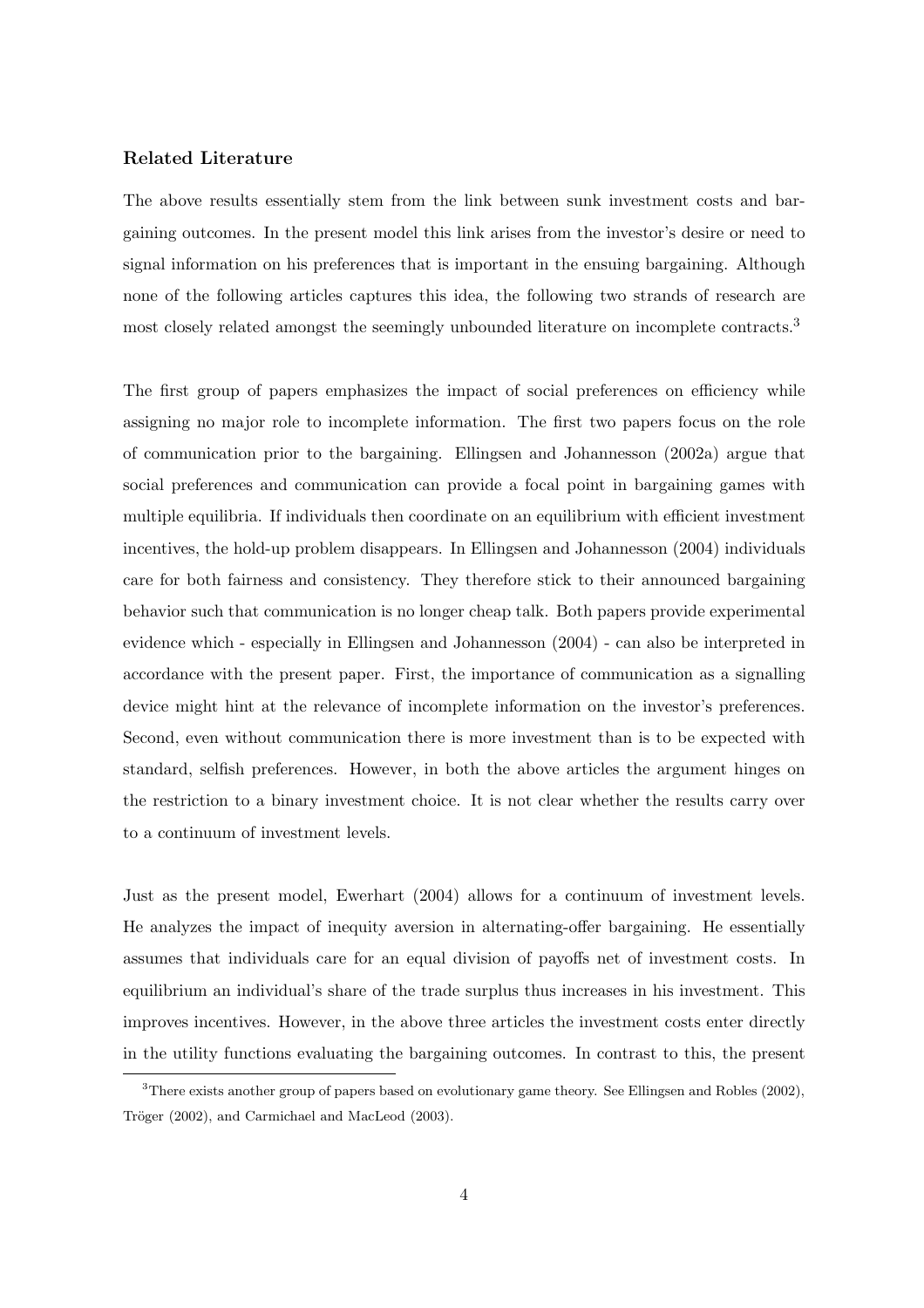### Related Literature

The above results essentially stem from the link between sunk investment costs and bargaining outcomes. In the present model this link arises from the investor's desire or need to signal information on his preferences that is important in the ensuing bargaining. Although none of the following articles captures this idea, the following two strands of research are most closely related amongst the seemingly unbounded literature on incomplete contracts.[3]

The first group of papers emphasizes the impact of social preferences on efficiency while assigning no major role to incomplete information. The first two papers focus on the role of communication prior to the bargaining. Ellingsen and Johannesson (2002a) argue that social preferences and communication can provide a focal point in bargaining games with multiple equilibria. If individuals then coordinate on an equilibrium with efficient investment incentives, the hold-up problem disappears. In Ellingsen and Johannesson (2004) individuals care for both fairness and consistency. They therefore stick to their announced bargaining behavior such that communication is no longer cheap talk. Both papers provide experimental evidence which - especially in Ellingsen and Johannesson (2004) - can also be interpreted in accordance with the present paper. First, the importance of communication as a signalling device might hint at the relevance of incomplete information on the investor's preferences. Second, even without communication there is more investment than is to be expected with standard, selfish preferences. However, in both the above articles the argument hinges on the restriction to a binary investment choice. It is not clear whether the results carry over to a continuum of investment levels.

Just as the present model, Ewerhart (2004) allows for a continuum of investment levels. He analyzes the impact of inequity aversion in alternating-offer bargaining. He essentially assumes that individuals care for an equal division of payoffs net of investment costs. In equilibrium an individual's share of the trade surplus thus increases in his investment. This improves incentives. However, in the above three articles the investment costs enter directly in the utility functions evaluating the bargaining outcomes. In contrast to this, the present

[3] There exists another group of papers based on evolutionary game theory. See Ellingsen and Robles (2002), Tröger (2002), and Carmichael and MacLeod (2003).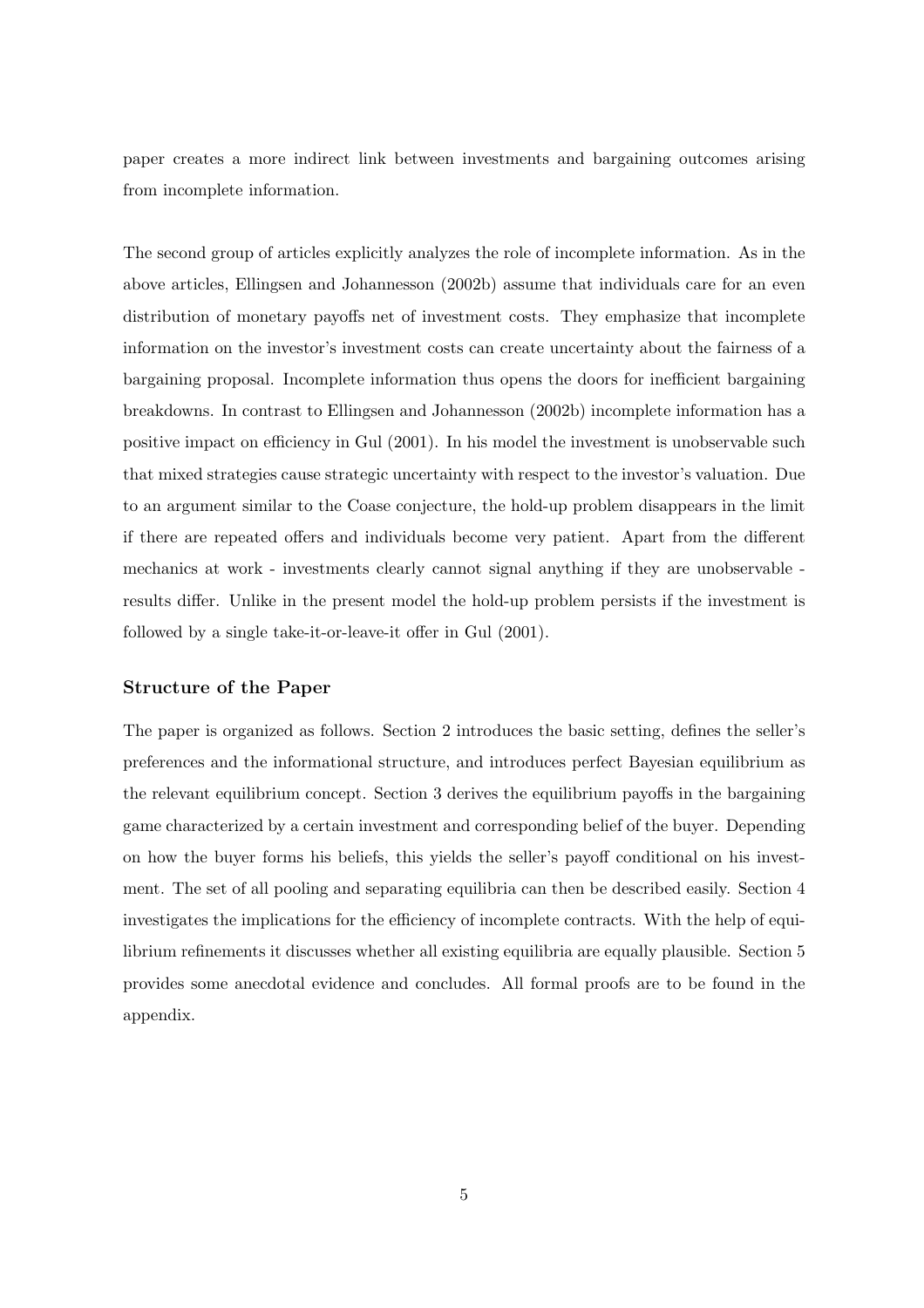paper creates a more indirect link between investments and bargaining outcomes arising from incomplete information.

The second group of articles explicitly analyzes the role of incomplete information. As in the above articles, Ellingsen and Johannesson (2002b) assume that individuals care for an even distribution of monetary payoffs net of investment costs. They emphasize that incomplete information on the investor's investment costs can create uncertainty about the fairness of a bargaining proposal. Incomplete information thus opens the doors for inefficient bargaining breakdowns. In contrast to Ellingsen and Johannesson (2002b) incomplete information has a positive impact on efficiency in Gul (2001). In his model the investment is unobservable such that mixed strategies cause strategic uncertainty with respect to the investor's valuation. Due to an argument similar to the Coase conjecture, the hold-up problem disappears in the limit if there are repeated offers and individuals become very patient. Apart from the different mechanics at work - investments clearly cannot signal anything if they are unobservable - results differ. Unlike in the present model the hold-up problem persists if the investment is followed by a single take-it-or-leave-it offer in Gul (2001).

### Structure of the Paper

The paper is organized as follows. Section 2 introduces the basic setting, defines the seller's preferences and the informational structure, and introduces perfect Bayesian equilibrium as the relevant equilibrium concept. Section 3 derives the equilibrium payoffs in the bargaining game characterized by a certain investment and corresponding belief of the buyer. Depending on how the buyer forms his beliefs, this yields the seller's payoff conditional on his investment. The set of all pooling and separating equilibria can then be described easily. Section 4 investigates the implications for the efficiency of incomplete contracts. With the help of equilibrium refinements it discusses whether all existing equilibria are equally plausible. Section 5 provides some anecdotal evidence and concludes. All formal proofs are to be found in the appendix.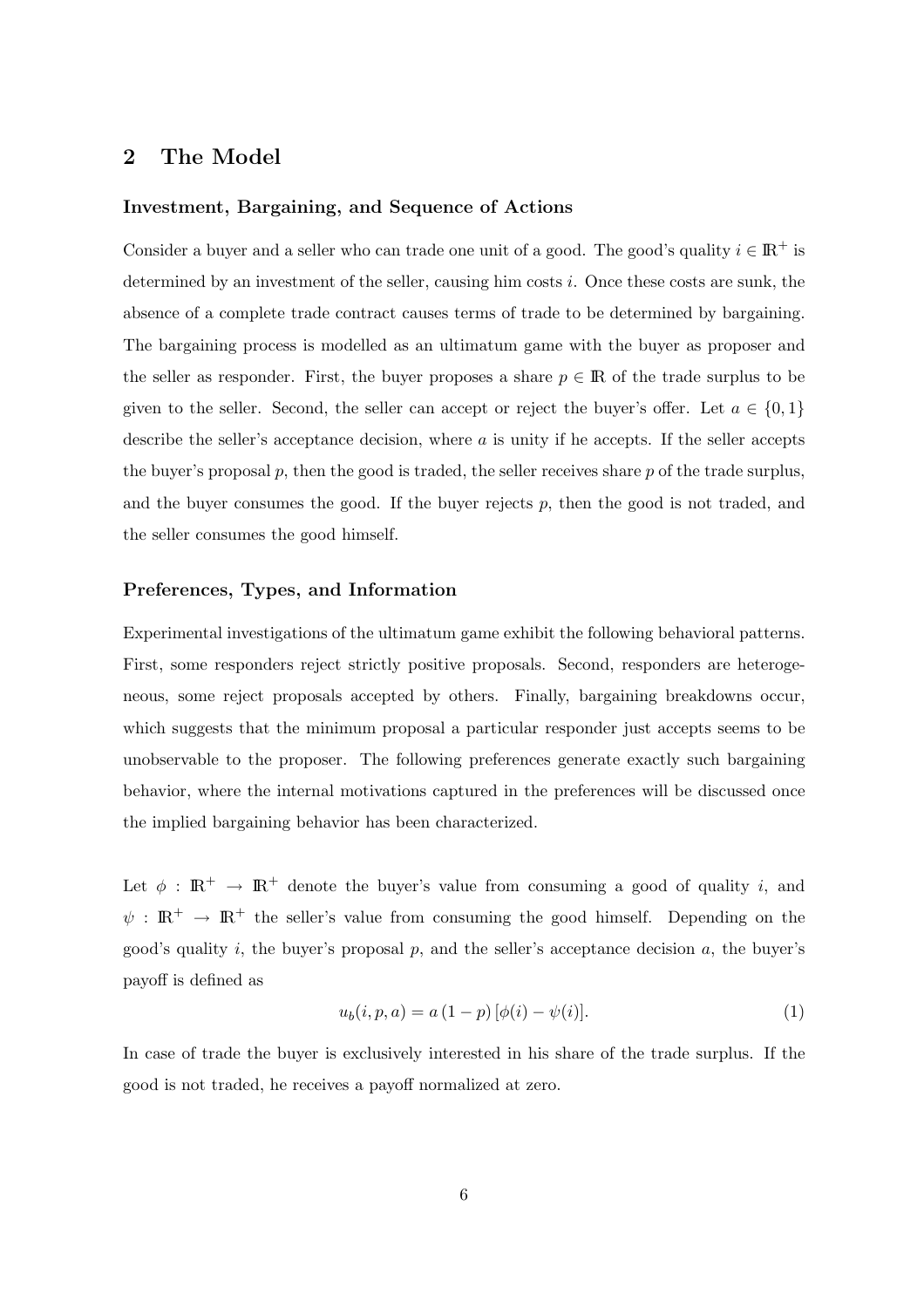## 2 The Model

### Investment, Bargaining, and Sequence of Actions

Consider a buyer and a seller who can trade one unit of a good. The good's quality $i \in \mathbb{R}^+$ is determined by an investment of the seller, causing him costs $i$. Once these costs are sunk, the absence of a complete trade contract causes terms of trade to be determined by bargaining. The bargaining process is modelled as an ultimatum game with the buyer as proposer and the seller as responder. First, the buyer proposes a share $p \in \mathbb{R}$ of the trade surplus to be given to the seller. Second, the seller can accept or reject the buyer's offer. Let $a \in \{0, 1\}$ describe the seller's acceptance decision, where $a$ is unity if he accepts. If the seller accepts the buyer's proposal $p$, then the good is traded, the seller receives share $p$ of the trade surplus, and the buyer consumes the good. If the buyer rejects $p$, then the good is not traded, and the seller consumes the good himself.

### Preferences, Types, and Information

Experimental investigations of the ultimatum game exhibit the following behavioral patterns. First, some responders reject strictly positive proposals. Second, responders are heterogeneous, some reject proposals accepted by others. Finally, bargaining breakdowns occur, which suggests that the minimum proposal a particular responder just accepts seems to be unobservable to the proposer. The following preferences generate exactly such bargaining behavior, where the internal motivations captured in the preferences will be discussed once the implied bargaining behavior has been characterized.

Let $\phi : \mathbb{R}^+ \rightarrow \mathbb{R}^+$ denote the buyer's value from consuming a good of quality $i$, and $\psi : \mathbb{R}^+ \rightarrow \mathbb{R}^+$ the seller's value from consuming the good himself. Depending on the good's quality $i$, the buyer's proposal $p$, and the seller's acceptance decision $a$, the buyer's payoff is defined as

$$u_b(i, p, a) = a\,(1 - p)\,[\phi(i) - \psi(i)]. \tag{1}$$

In case of trade the buyer is exclusively interested in his share of the trade surplus. If the good is not traded, he receives a payoff normalized at zero.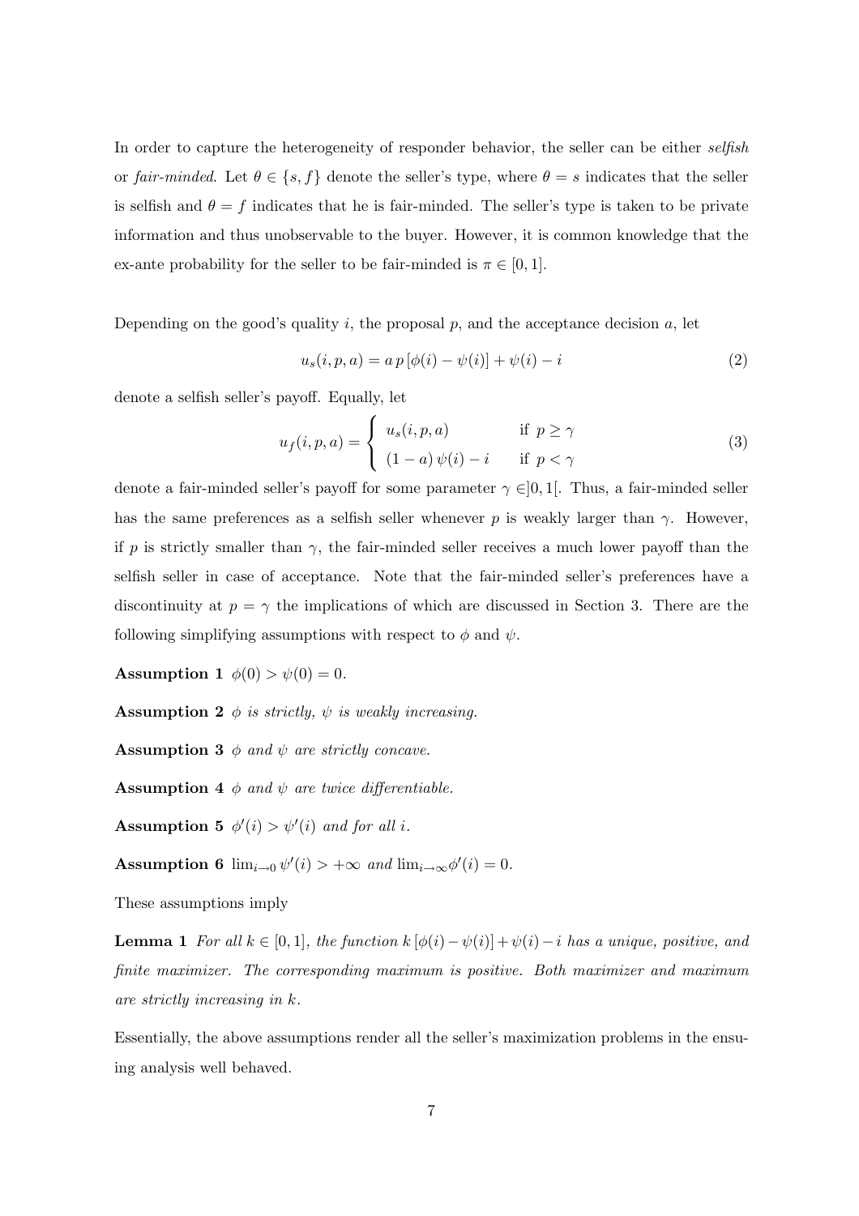In order to capture the heterogeneity of responder behavior, the seller can be either *selfish* or *fair-minded*. Let $\theta \in \{s, f\}$ denote the seller's type, where $\theta = s$ indicates that the seller is selfish and $\theta = f$ indicates that he is fair-minded. The seller's type is taken to be private information and thus unobservable to the buyer. However, it is common knowledge that the ex-ante probability for the seller to be fair-minded is $\pi \in [0, 1]$.

Depending on the good's quality $i$, the proposal $p$, and the acceptance decision $a$, let

$$u_s(i, p, a) = a\, p\, [\phi(i) - \psi(i)] + \psi(i) - i \tag{2}$$

denote a selfish seller's payoff. Equally, let

$$u_f(i, p, a) = \begin{cases} u_s(i, p, a) & \text{if } p \geq \gamma \\ (1 - a)\, \psi(i) - i & \text{if } p < \gamma \end{cases} \tag{3}$$

denote a fair-minded seller's payoff for some parameter $\gamma \in ]0, 1[$. Thus, a fair-minded seller has the same preferences as a selfish seller whenever $p$ is weakly larger than $\gamma$. However, if $p$ is strictly smaller than $\gamma$, the fair-minded seller receives a much lower payoff than the selfish seller in case of acceptance. Note that the fair-minded seller's preferences have a discontinuity at $p = \gamma$ the implications of which are discussed in Section 3. There are the following simplifying assumptions with respect to $\phi$ and $\psi$.

**Assumption 1** $\phi(0) > \psi(0) = 0$.

**Assumption 2** *$\phi$ is strictly, $\psi$ is weakly increasing.*

**Assumption 3** *$\phi$ and $\psi$ are strictly concave.*

**Assumption 4** *$\phi$ and $\psi$ are twice differentiable.*

**Assumption 5** *$\phi'(i) > \psi'(i)$ and for all $i$.*

**Assumption 6** $\lim_{i \to 0} \psi'(i) > +\infty$ *and* $\lim_{i \to \infty} \phi'(i) = 0$.

These assumptions imply

**Lemma 1** *For all $k \in [0, 1]$, the function $k\, [\phi(i) - \psi(i)] + \psi(i) - i$ has a unique, positive, and finite maximizer. The corresponding maximum is positive. Both maximizer and maximum are strictly increasing in $k$.*

Essentially, the above assumptions render all the seller's maximization problems in the ensuing analysis well behaved.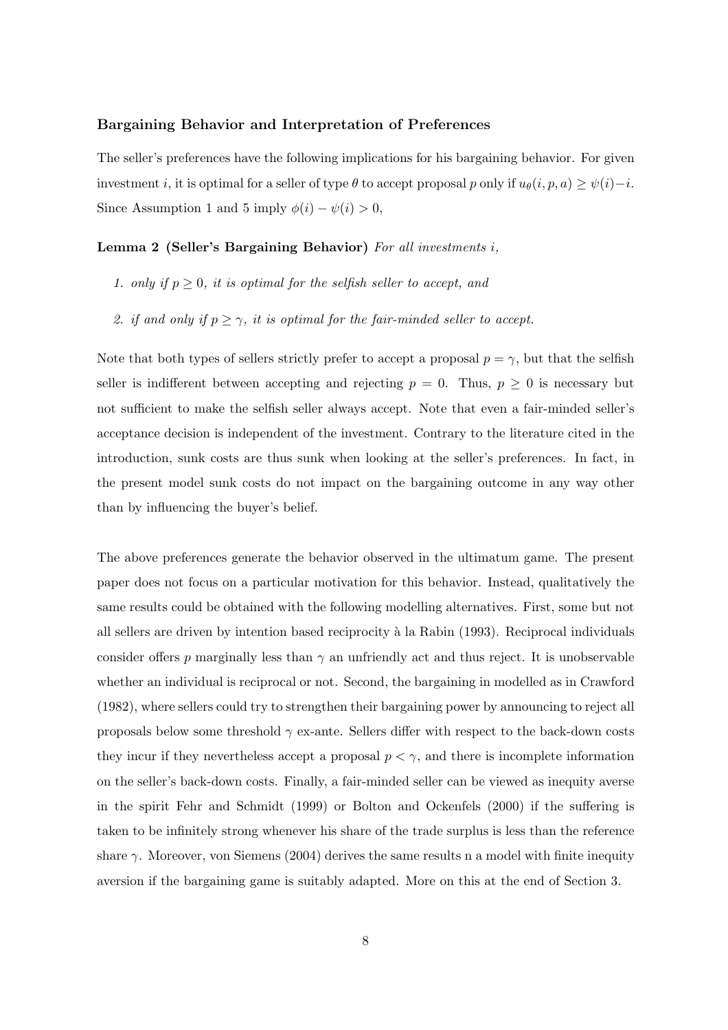### Bargaining Behavior and Interpretation of Preferences

The seller's preferences have the following implications for his bargaining behavior. For given investment $i$, it is optimal for a seller of type $\theta$ to accept proposal $p$ only if $u_\theta(i, p, a) \geq \psi(i) - i$. Since Assumption 1 and 5 imply $\phi(i) - \psi(i) > 0$,

**Lemma 2 (Seller's Bargaining Behavior)** *For all investments $i$,*

1. *only if $p \geq 0$, it is optimal for the selfish seller to accept, and*
2. *if and only if $p \geq \gamma$, it is optimal for the fair-minded seller to accept.*

Note that both types of sellers strictly prefer to accept a proposal $p = \gamma$, but that the selfish seller is indifferent between accepting and rejecting $p = 0$. Thus, $p \geq 0$ is necessary but not sufficient to make the selfish seller always accept. Note that even a fair-minded seller's acceptance decision is independent of the investment. Contrary to the literature cited in the introduction, sunk costs are thus sunk when looking at the seller's preferences. In fact, in the present model sunk costs do not impact on the bargaining outcome in any way other than by influencing the buyer's belief.

The above preferences generate the behavior observed in the ultimatum game. The present paper does not focus a particular motivation for this behavior. Instead, qualitatively the same results could be obtained with the following modelling alternatives. First, some but not all sellers are driven by intention based reciprocity à la Rabin (1993). Reciprocal individuals consider offers $p$ marginally less than $\gamma$ an unfriendly act and thus reject. It is unobservable whether an individual is reciprocal or not. Second, the bargaining in modelled as in Crawford (1982), where sellers could try to strengthen their bargaining power by announcing to reject all proposals below some threshold $\gamma$ ex-ante. Sellers differ with respect to the back-down costs they incur if they nevertheless accept a proposal $p < \gamma$, and there is incomplete information on the seller's back-down costs. Finally, a fair-minded seller can be viewed as inequity averse in the spirit Fehr and Schmidt (1999) or Bolton and Ockenfels (2000) if the suffering is taken to be infinitely strong whenever his share of the trade surplus is less than the reference share $\gamma$. Moreover, von Siemens (2004) derives the same results n a model with finite inequity aversion if the bargaining game is suitably adapted. More on this at the end of Section 3.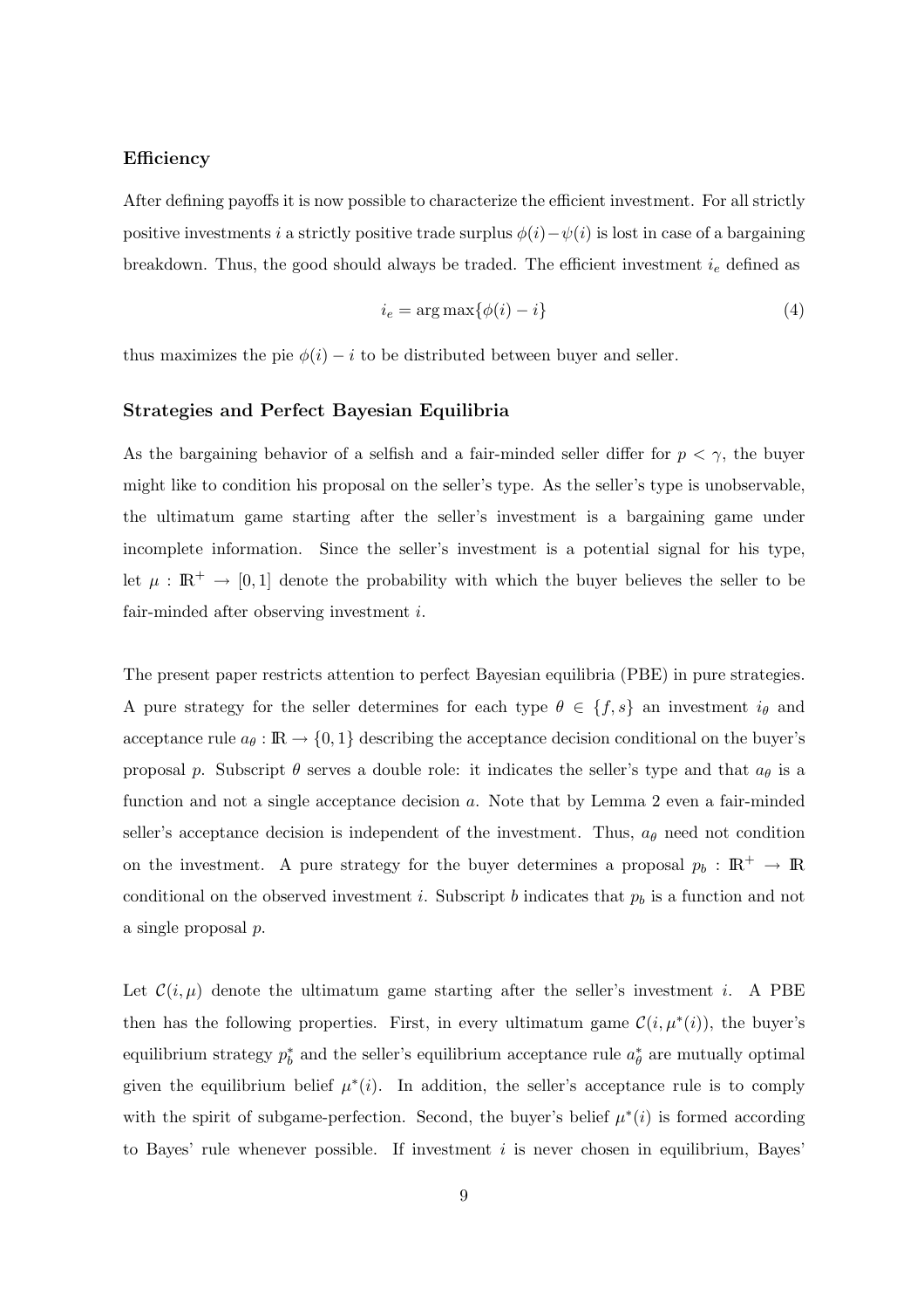### Efficiency

After defining payoffs it is now possible to characterize the efficient investment. For all strictly positive investments $i$ a strictly positive trade surplus $\phi(i)-\psi(i)$ is lost in case of a bargaining breakdown. Thus, the good should always be traded. The efficient investment $i_e$ defined as

$$i_e = \arg\max\{\phi(i) - i\} \tag{4}$$

thus maximizes the pie $\phi(i) - i$ to be distributed between buyer and seller.

### Strategies and Perfect Bayesian Equilibria

As the bargaining behavior of a selfish and a fair-minded seller differ for $p < \gamma$, the buyer might like to condition his proposal on the seller's type. As the seller's type is unobservable, the ultimatum game starting after the seller's investment is a bargaining game under incomplete information. Since the seller's investment is a potential signal for his type, let $\mu : \mathbb{R}^+ \to [0,1]$ denote the probability with which the buyer believes the seller to be fair-minded after observing investment $i$.

The present paper restricts attention to perfect Bayesian equilibria (PBE) in pure strategies. A pure strategy for the seller determines for each type $\theta \in \{f,s\}$ an investment $i_\theta$ and acceptance rule $a_\theta : \mathbb{R} \to \{0,1\}$ describing the acceptance decision conditional on the buyer's proposal $p$. Subscript $\theta$ serves a double role: it indicates the seller's type and that $a_\theta$ is a function and not a single acceptance decision $a$. Note that by Lemma 2 even a fair-minded seller's acceptance decision is independent of the investment. Thus, $a_\theta$ need not condition on the investment. A pure strategy for the buyer determines a proposal $p_b : \mathbb{R}^+ \to \mathbb{R}$ conditional on the observed investment $i$. Subscript $b$ indicates that $p_b$ is a function and not a single proposal $p$.

Let $\mathcal{C}(i,\mu)$ denote the ultimatum game starting after the seller's investment $i$. A PBE then has the following properties. First, in every ultimatum game $\mathcal{C}(i,\mu^*(i))$, the buyer's equilibrium strategy $p_b^*$ and the seller's equilibrium acceptance rule $a_\theta^*$ are mutually optimal given the equilibrium belief $\mu^*(i)$. In addition, the seller's acceptance rule is to comply with the spirit of subgame-perfection. Second, the buyer's belief $\mu^*(i)$ is formed according to Bayes' rule whenever possible. If investment $i$ is never chosen in equilibrium, Bayes'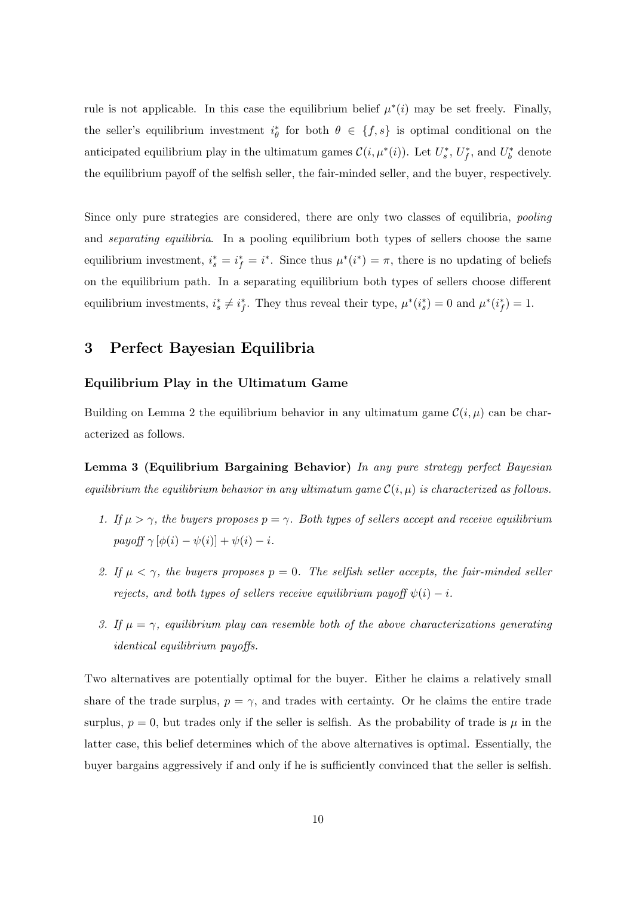rule is not applicable. In this case the equilibrium belief $\mu^*(i)$ may be set freely. Finally, the seller's equilibrium investment $i^*_\theta$ for both $\theta \in \{f, s\}$ is optimal conditional on the anticipated equilibrium play in the ultimatum games $\mathcal{C}(i, \mu^*(i))$. Let $U^*_s$, $U^*_f$, and $U^*_b$ denote the equilibrium payoff of the selfish seller, the fair-minded seller, and the buyer, respectively.

Since only pure strategies are considered, there are only two classes of equilibria, *pooling* and *separating equilibria*. In a pooling equilibrium both types of sellers choose the same equilibrium investment, $i^*_s = i^*_f = i^*$. Since thus $\mu^*(i^*) = \pi$, there is no updating of beliefs on the equilibrium path. In a separating equilibrium both types of sellers choose different equilibrium investments, $i^*_s \neq i^*_f$. They thus reveal their type, $\mu^*(i^*_s) = 0$ and $\mu^*(i^*_f) = 1$.

## 3 Perfect Bayesian Equilibria

### Equilibrium Play in the Ultimatum Game

Building on Lemma 2 the equilibrium behavior in any ultimatum game $\mathcal{C}(i, \mu)$ can be characterized as follows.

**Lemma 3 (Equilibrium Bargaining Behavior)** *In any pure strategy perfect Bayesian equilibrium the equilibrium behavior in any ultimatum game $\mathcal{C}(i, \mu)$ is characterized as follows.*

1. *If $\mu > \gamma$, the buyers proposes $p = \gamma$. Both types of sellers accept and receive equilibrium payoff $\gamma\,[\phi(i) - \psi(i)] + \psi(i) - i$.*
2. *If $\mu < \gamma$, the buyers proposes $p = 0$. The selfish seller accepts, the fair-minded seller rejects, and both types of sellers receive equilibrium payoff $\psi(i) - i$.*
3. *If $\mu = \gamma$, equilibrium play can resemble both of the above characterizations generating identical equilibrium payoffs.*

Two alternatives are potentially optimal for the buyer. Either he claims a relatively small share of the trade surplus, $p = \gamma$, and trades with certainty. Or he claims the entire trade surplus, $p = 0$, but trades only if the seller is selfish. As the probability of trade is $\mu$ in the latter case, this belief determines which of the above alternatives is optimal. Essentially, the buyer bargains aggressively if and only if he is sufficiently convinced that the seller is selfish.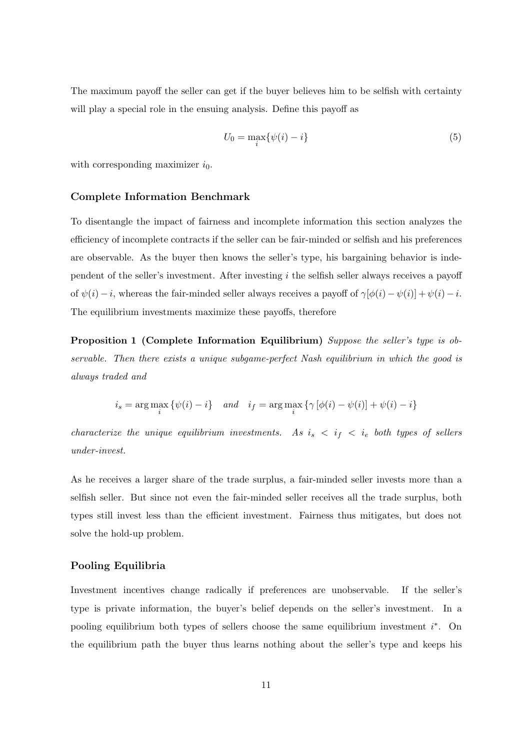The maximum payoff the seller can get if the buyer believes him to be selfish with certainty will play a special role in the ensuing analysis. Define this payoff as

$$U_0 = \max_i \{\psi(i) - i\} \tag{5}$$

with corresponding maximizer $i_0$.

### Complete Information Benchmark

To disentangle the impact of fairness and incomplete information this section analyzes the efficiency of incomplete contracts if the seller can be fair-minded or selfish and his preferences are observable. As the buyer then knows the seller's type, his bargaining behavior is independent of the seller's investment. After investing $i$ the selfish seller always receives a payoff of $\psi(i) - i$, whereas the fair-minded seller always receives a payoff of $\gamma[\phi(i) - \psi(i)] + \psi(i) - i$. The equilibrium investments maximize these payoffs, therefore

**Proposition 1 (Complete Information Equilibrium)** *Suppose the seller's type is observable. Then there exists a unique subgame-perfect Nash equilibrium in which the good is always traded and*

$$i_s = \arg\max_i \{\psi(i) - i\} \quad \textit{and} \quad i_f = \arg\max_i \{\gamma[\phi(i) - \psi(i)] + \psi(i) - i\}$$

*characterize the unique equilibrium investments. As $i_s < i_f < i_e$ both types of sellers under-invest.*

As he receives a larger share of the trade surplus, a fair-minded seller invests more than a selfish seller. But since not even the fair-minded seller receives all the trade surplus, both types still invest less than the efficient investment. Fairness thus mitigates, but does not solve the hold-up problem.

### Pooling Equilibria

Investment incentives change radically if preferences are unobservable. If the seller's type is private information, the buyer's belief depends on the seller's investment. In a pooling equilibrium both types of sellers choose the same equilibrium investment $i^*$. On the equilibrium path the buyer thus learns nothing about the seller's type and keeps his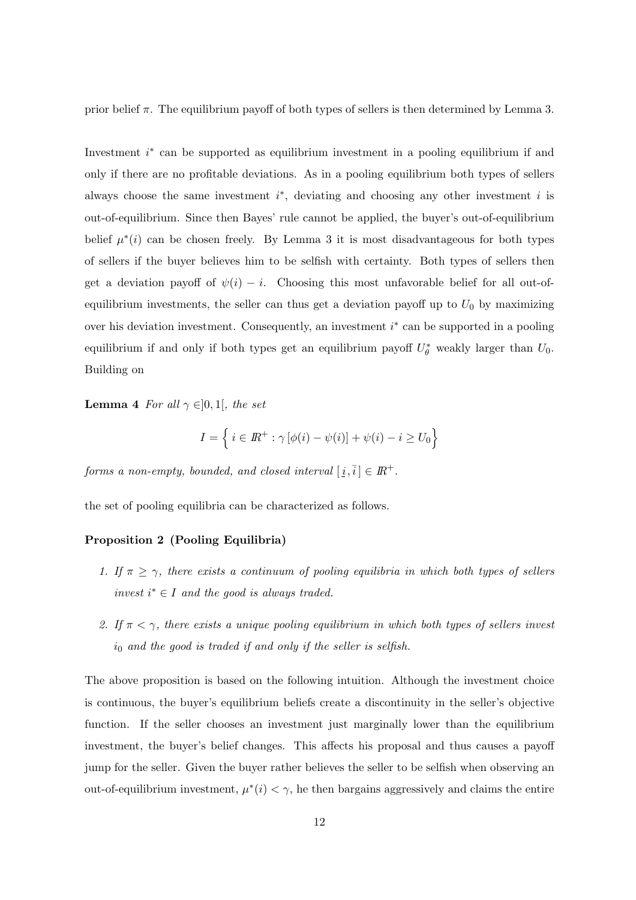prior belief $\pi$. The equilibrium payoff of both types of sellers is then determined by Lemma 3.

Investment $i^*$ can be supported as equilibrium investment in a pooling equilibrium if and only if there are no profitable deviations. As in a pooling equilibrium both types of sellers always choose the same investment $i^*$, deviating and choosing any other investment $i$ is out-of-equilibrium. Since then Bayes' rule cannot be applied, the buyer's out-of-equilibrium belief $\mu^*(i)$ can be chosen freely. By Lemma 3 it is most disadvantageous for both types of sellers if the buyer believes him to be selfish with certainty. Both types of sellers then get a deviation payoff of $\psi(i) - i$. Choosing this most unfavorable belief for all out-of-equilibrium investments, the seller can thus get a deviation payoff up to $U_0$ by maximizing over his deviation investment. Consequently, an investment $i^*$ can be supported in a pooling equilibrium if and only if both types get an equilibrium payoff $U_\theta^*$ weakly larger than $U_0$. Building on

**Lemma 4** *For all $\gamma \in ]0,1[$, the set*

$$I = \left\{\, i \in I\!\!R^+ : \gamma \left[\phi(i) - \psi(i)\right] + \psi(i) - i \geq U_0 \right\}$$

*forms a non-empty, bounded, and closed interval $[\, \underline{i}, \bar{i}\,] \in I\!\!R^+$.*

the set of pooling equilibria can be characterized as follows.

**Proposition 2 (Pooling Equilibria)**

1. *If $\pi \geq \gamma$, there exists a continuum of pooling equilibria in which both types of sellers invest $i^* \in I$ and the good is always traded.*

2. *If $\pi < \gamma$, there exists a unique pooling equilibrium in which both types of sellers invest $i_0$ and the good is traded if and only if the seller is selfish.*

The above proposition is based on the following intuition. Although the investment choice is continuous, the buyer's equilibrium beliefs create a discontinuity in the seller's objective function. If the seller chooses an investment just marginally lower than the equilibrium investment, the buyer's belief changes. This affects his proposal and thus causes a payoff jump for the seller. Given the buyer rather believes the seller to be selfish when observing an out-of-equilibrium investment, $\mu^*(i) < \gamma$, he then bargains aggressively and claims the entire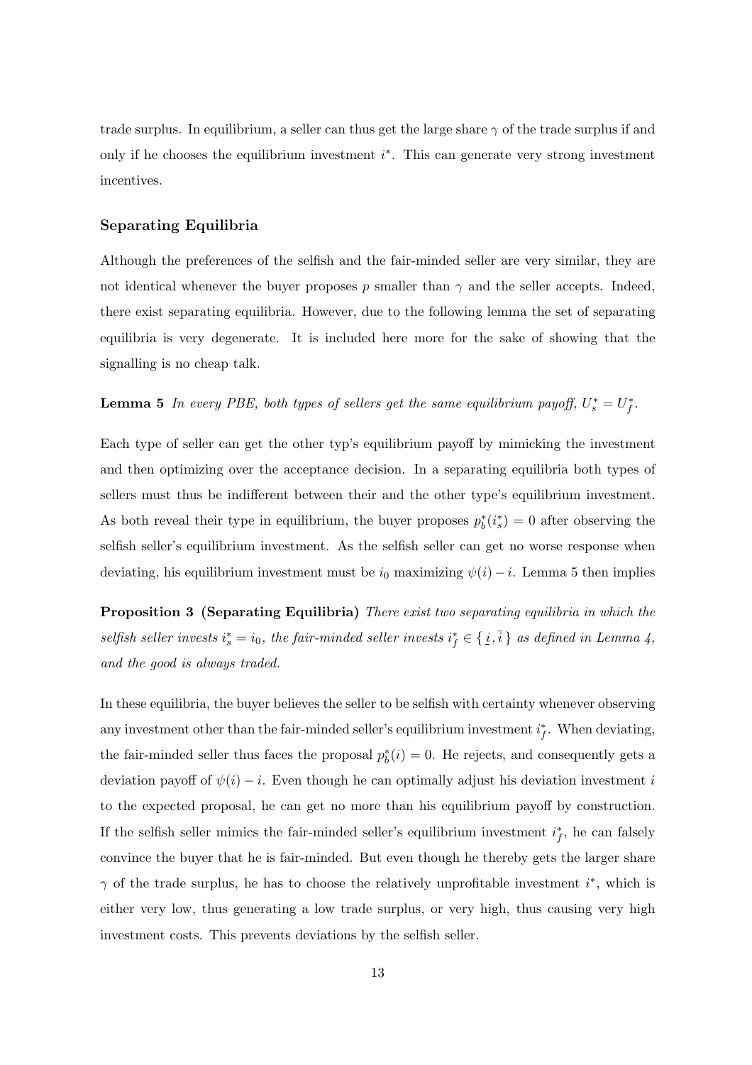trade surplus. In equilibrium, a seller can thus get the large share $\gamma$ of the trade surplus if and only if he chooses the equilibrium investment $i^*$. This can generate very strong investment incentives.

### Separating Equilibria

Although the preferences of the selfish and the fair-minded seller are very similar, they are not identical whenever the buyer proposes $p$ smaller than $\gamma$ and the seller accepts. Indeed, there exist separating equilibria. However, due to the following lemma the set of separating equilibria is very degenerate. It is included here more for the sake of showing that the signalling is no cheap talk.

**Lemma 5** *In every PBE, both types of sellers get the same equilibrium payoff,* $U_s^* = U_f^*$.

Each type of seller can get the other typ's equilibrium payoff by mimicking the investment and then optimizing over the acceptance decision. In a separating equilibria both types of sellers must thus be indifferent between their and the other type's equilibrium investment. As both reveal their type in equilibrium, the buyer proposes $p_b^*(i_s^*) = 0$ after observing the selfish seller's equilibrium investment. As the selfish seller can get no worse response when deviating, his equilibrium investment must be $i_0$ maximizing $\psi(i) - i$. Lemma 5 then implies

**Proposition 3 (Separating Equilibria)** *There exist two separating equilibria in which the selfish seller invests* $i_s^* = i_0$*, the fair-minded seller invests* $i_f^* \in \{\, \underline{i}, \bar{i}\,\}$ *as defined in Lemma 4, and the good is always traded.*

In these equilibria, the buyer believes the seller to be selfish with certainty whenever observing any investment other than the fair-minded seller's equilibrium investment $i_f^*$. When deviating, the fair-minded seller thus faces the proposal $p_b^*(i) = 0$. He rejects, and consequently gets a deviation payoff of $\psi(i) - i$. Even though he can optimally adjust his deviation investment $i$ to the expected proposal, he can get no more than his equilibrium payoff by construction. If the selfish seller mimics the fair-minded seller's equilibrium investment $i_f^*$, he can falsely convince the buyer that he is fair-minded. But even though he thereby gets the larger share $\gamma$ of the trade surplus, he has to choose the relatively unprofitable investment $i^*$, which is either very low, thus generating a low trade surplus, or very high, thus causing very high investment costs. This prevents deviations by the selfish seller.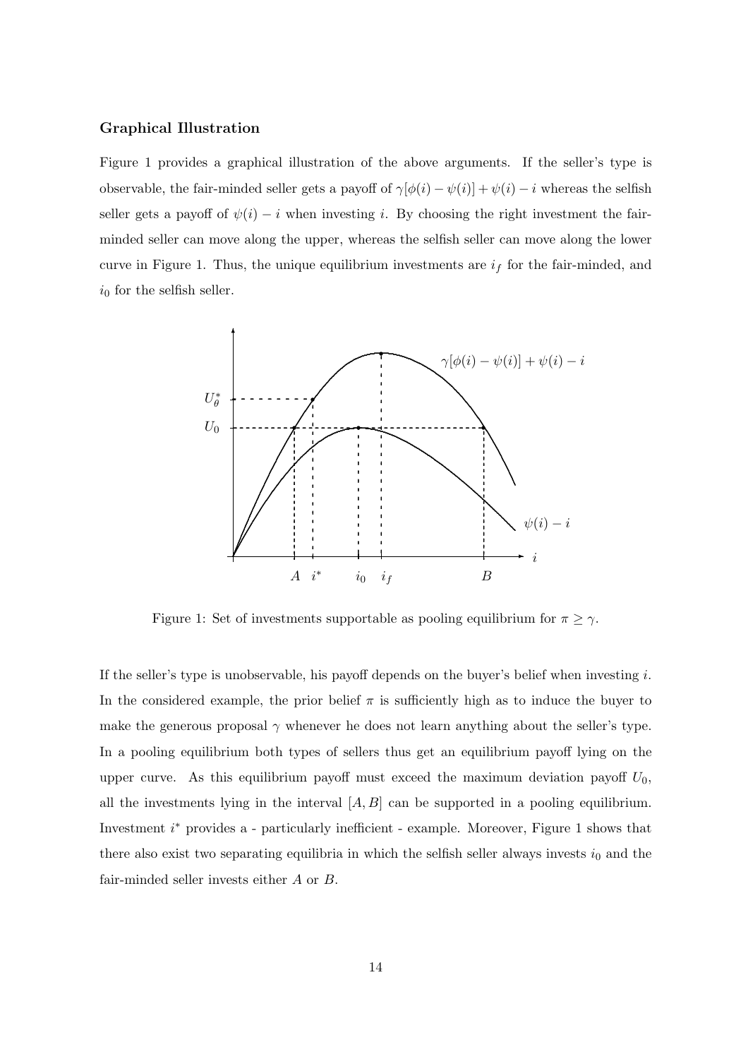### Graphical Illustration

Figure 1 provides a graphical illustration of the above arguments. If the seller's type is observable, the fair-minded seller gets a payoff of $\gamma[\phi(i) - \psi(i)] + \psi(i) - i$ whereas the selfish seller gets a payoff of $\psi(i) - i$ when investing $i$. By choosing the right investment the fair-minded seller can move along the upper, whereas the selfish seller can move along the lower curve in Figure 1. Thus, the unique equilibrium investments are $i_f$ for the fair-minded, and $i_0$ for the selfish seller.

Figure 1: Set of investments supportable as pooling equilibrium for $\pi \geq \gamma$.

If the seller's type is unobservable, his payoff depends on the buyer's belief when investing $i$. In the considered example, the prior belief $\pi$ is sufficiently high as to induce the buyer to make the generous proposal $\gamma$ whenever he does not learn anything about the seller's type. In a pooling equilibrium both types of sellers thus get an equilibrium payoff lying on the upper curve. As this equilibrium payoff must exceed the maximum deviation payoff $U_0$, all the investments lying in the interval $[A, B]$ can be supported in a pooling equilibrium. Investment $i^*$ provides a - particularly inefficient - example. Moreover, Figure 1 shows that there also exist two separating equilibria in which the selfish seller always invests $i_0$ and the fair-minded seller invests either $A$ or $B$.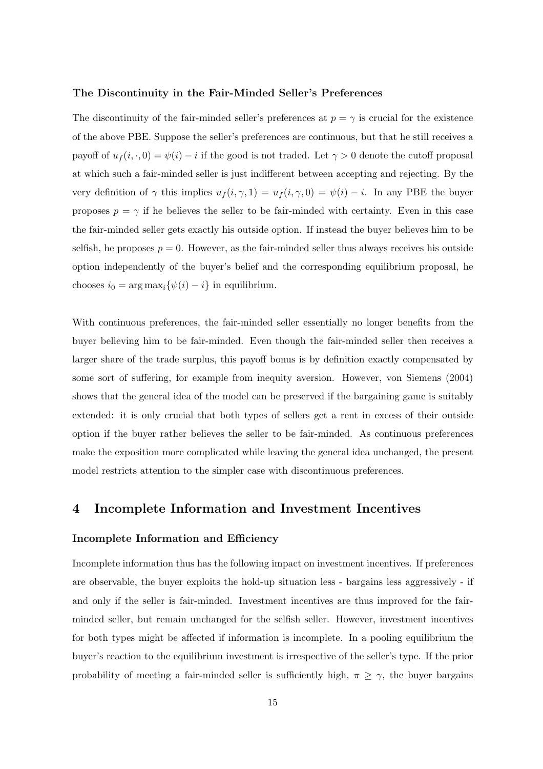### The Discontinuity in the Fair-Minded Seller's Preferences

The discontinuity of the fair-minded seller's preferences at $p = \gamma$ is crucial for the existence of the above PBE. Suppose the seller's preferences are continuous, but that he still receives a payoff of $u_f(i, \cdot, 0) = \psi(i) - i$ if the good is not traded. Let $\gamma > 0$ denote the cutoff proposal at which such a fair-minded seller is just indifferent between accepting and rejecting. By the very definition of $\gamma$ this implies $u_f(i, \gamma, 1) = u_f(i, \gamma, 0) = \psi(i) - i$. In any PBE the buyer proposes $p = \gamma$ if he believes the seller to be fair-minded with certainty. Even in this case the fair-minded seller gets exactly his outside option. If instead the buyer believes him to be selfish, he proposes $p = 0$. However, as the fair-minded seller thus always receives his outside option independently of the buyer's belief and the corresponding equilibrium proposal, he chooses $i_0 = \arg\max_i\{\psi(i) - i\}$ in equilibrium.

With continuous preferences, the fair-minded seller essentially no longer benefits from the buyer believing him to be fair-minded. Even though the fair-minded seller then receives a larger share of the trade surplus, this payoff bonus is by definition exactly compensated by some sort of suffering, for example from inequity aversion. However, von Siemens (2004) shows that the general idea of the model can be preserved if the bargaining game is suitably extended: it is only crucial that both types of sellers get a rent in excess of their outside option if the buyer rather believes the seller to be fair-minded. As continuous preferences make the exposition more complicated while leaving the general idea unchanged, the present model restricts attention to the simpler case with discontinuous preferences.

## 4 Incomplete Information and Investment Incentives

### Incomplete Information and Efficiency

Incomplete information thus has the following impact on investment incentives. If preferences are observable, the buyer exploits the hold-up situation less - bargains less aggressively - if and only if the seller is fair-minded. Investment incentives are thus improved for the fair-minded seller, but remain unchanged for the selfish seller. However, investment incentives for both types might be affected if information is incomplete. In a pooling equilibrium the buyer's reaction to the equilibrium investment is irrespective of the seller's type. If the prior probability of meeting a fair-minded seller is sufficiently high, $\pi \geq \gamma$, the buyer bargains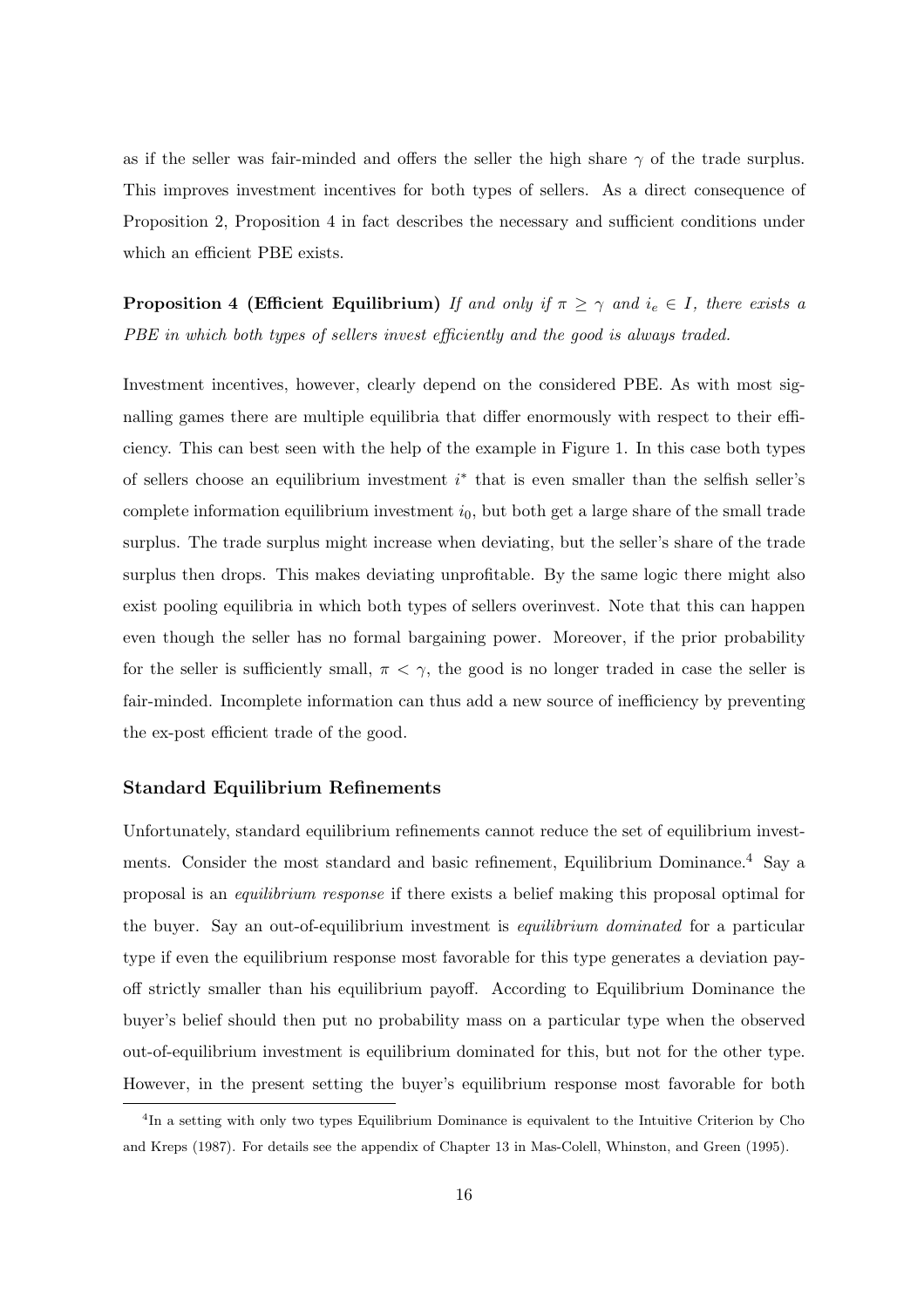as if the seller was fair-minded and offers the seller the high share $\gamma$ of the trade surplus. This improves investment incentives for both types of sellers. As a direct consequence of Proposition 2, Proposition 4 in fact describes the necessary and sufficient conditions under which an efficient PBE exists.

**Proposition 4 (Efficient Equilibrium)** *If and only if $\pi \geq \gamma$ and $i_e \in I$, there exists a PBE in which both types of sellers invest efficiently and the good is always traded.*

Investment incentives, however, clearly depend on the considered PBE. As with most signalling games there are multiple equilibria that differ enormously with respect to their efficiency. This can best seen with the help of the example in Figure 1. In this case both types of sellers choose an equilibrium investment $i^*$ that is even smaller than the selfish seller's complete information equilibrium investment $i_0$, but both get a large share of the small trade surplus. The trade surplus might increase when deviating, but the seller's share of the trade surplus then drops. This makes deviating unprofitable. By the same logic there might also exist pooling equilibria in which both types of sellers overinvest. Note that this can happen even though the seller has no formal bargaining power. Moreover, if the prior probability for the seller is sufficiently small, $\pi < \gamma$, the good is no longer traded in case the seller is fair-minded. Incomplete information can thus add a new source of inefficiency by preventing the ex-post efficient trade of the good.

### Standard Equilibrium Refinements

Unfortunately, standard equilibrium refinements cannot reduce the set of equilibrium investments. Consider the most standard and basic refinement, Equilibrium Dominance.[4] Say a proposal is an *equilibrium response* if there exists a belief making this proposal optimal for the buyer. Say an out-of-equilibrium investment is *equilibrium dominated* for a particular type if even the equilibrium response most favorable for this type generates a deviation payoff strictly smaller than his equilibrium payoff. According to Equilibrium Dominance the buyer's belief should then put no probability mass on a particular type when the observed out-of-equilibrium investment is equilibrium dominated for this, but not for the other type. However, in the present setting the buyer's equilibrium response most favorable for both

[4]In a setting with only two types Equilibrium Dominance is equivalent to the Intuitive Criterion by Cho and Kreps (1987). For details see the appendix of Chapter 13 in Mas-Colell, Whinston, and Green (1995).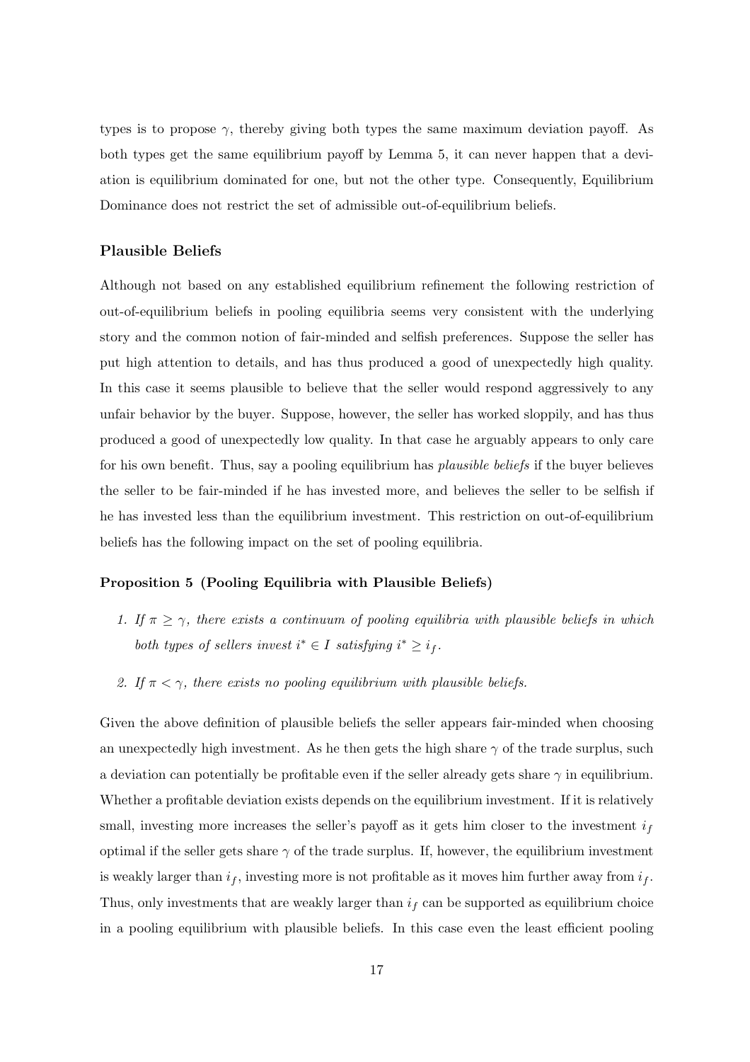types is to propose $\gamma$, thereby giving both types the same maximum deviation payoff. As both types get the same equilibrium payoff by Lemma 5, it can never happen that a deviation is equilibrium dominated for one, but not the other type. Consequently, Equilibrium Dominance does not restrict the set of admissible out-of-equilibrium beliefs.

### Plausible Beliefs

Although not based on any established equilibrium refinement the following restriction of out-of-equilibrium beliefs in pooling equilibria seems very consistent with the underlying story and the common notion of fair-minded and selfish preferences. Suppose the seller has put high attention to details, and has thus produced a good of unexpectedly high quality. In this case it seems plausible to believe that the seller would respond aggressively to any unfair behavior by the buyer. Suppose, however, the seller has worked sloppily, and has thus produced a good of unexpectedly low quality. In that case he arguably appears to only care for his own benefit. Thus, say a pooling equilibrium has *plausible beliefs* if the buyer believes the seller to be fair-minded if he has invested more, and believes the seller to be selfish if he has invested less than the equilibrium investment. This restriction on out-of-equilibrium beliefs has the following impact on the set of pooling equilibria.

**Proposition 5 (Pooling Equilibria with Plausible Beliefs)**

1. *If $\pi \geq \gamma$, there exists a continuum of pooling equilibria with plausible beliefs in which both types of sellers invest $i^* \in I$ satisfying $i^* \geq i_f$.*

2. *If $\pi < \gamma$, there exists no pooling equilibrium with plausible beliefs.*

Given the above definition of plausible beliefs the seller appears fair-minded when choosing an unexpectedly high investment. As he then gets the high share $\gamma$ of the trade surplus, such a deviation can potentially be profitable even if the seller already gets share $\gamma$ in equilibrium. Whether a profitable deviation exists depends on the equilibrium investment. If it is relatively small, investing more increases the seller's payoff as it gets him closer to the investment $i_f$ optimal if the seller gets share $\gamma$ of the trade surplus. If, however, the equilibrium investment is weakly larger than $i_f$, investing more is not profitable as it moves him further away from $i_f$. Thus, only investments that are weakly larger than $i_f$ can be supported as equilibrium choice in a pooling equilibrium with plausible beliefs. In this case even the least efficient pooling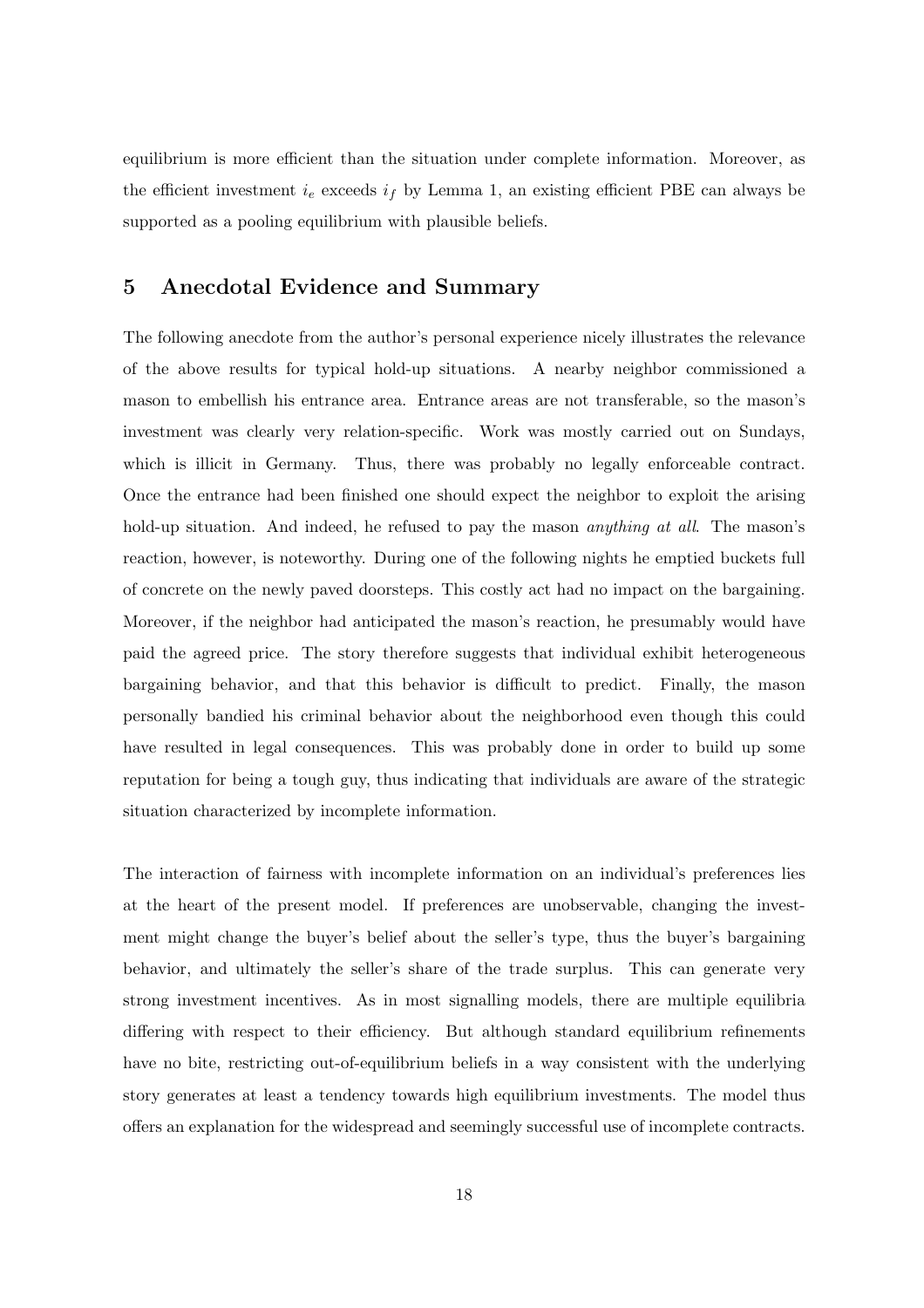equilibrium is more efficient than the situation under complete information. Moreover, as the efficient investment $i_e$ exceeds $i_f$ by Lemma 1, an existing efficient PBE can always be supported as a pooling equilibrium with plausible beliefs.

## 5 Anecdotal Evidence and Summary

The following anecdote from the author's personal experience nicely illustrates the relevance of the above results for typical hold-up situations. A nearby neighbor commissioned a mason to embellish his entrance area. Entrance areas are not transferable, so the mason's investment was clearly very relation-specific. Work was mostly carried out on Sundays, which is illicit in Germany. Thus, there was probably no legally enforceable contract. Once the entrance had been finished one should expect the neighbor to exploit the arising hold-up situation. And indeed, he refused to pay the mason *anything at all*. The mason's reaction, however, is noteworthy. During one of the following nights he emptied buckets full of concrete on the newly paved doorsteps. This costly act had no impact on the bargaining. Moreover, if the neighbor had anticipated the mason's reaction, he presumably would have paid the agreed price. The story therefore suggests that individual exhibit heterogeneous bargaining behavior, and that this behavior is difficult to predict. Finally, the mason personally bandied his criminal behavior about the neighborhood even though this could have resulted in legal consequences. This was probably done in order to build up some reputation for being a tough guy, thus indicating that individuals are aware of the strategic situation characterized by incomplete information.

The interaction of fairness with incomplete information on an individual's preferences lies at the heart of the present model. If preferences are unobservable, changing the investment might change the buyer's belief about the seller's type, thus the buyer's bargaining behavior, and ultimately the seller's share of the trade surplus. This can generate very strong investment incentives. As in most signalling models, there are multiple equilibria differing with respect to their efficiency. But although standard equilibrium refinements have no bite, restricting out-of-equilibrium beliefs in a way consistent with the underlying story generates at least a tendency towards high equilibrium investments. The model thus offers an explanation for the widespread and seemingly successful use of incomplete contracts.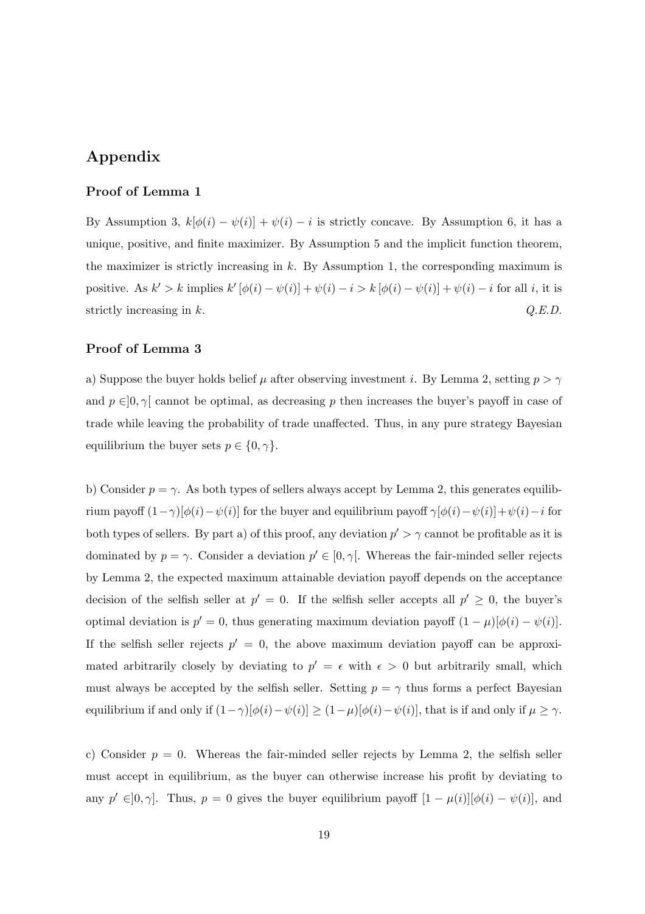# Appendix

### Proof of Lemma 1

By Assumption 3, $k[\phi(i) - \psi(i)] + \psi(i) - i$ is strictly concave. By Assumption 6, it has a unique, positive, and finite maximizer. By Assumption 5 and the implicit function theorem, the maximizer is strictly increasing in $k$. By Assumption 1, the corresponding maximum is positive. As $k' > k$ implies $k'[\phi(i) - \psi(i)] + \psi(i) - i > k[\phi(i) - \psi(i)] + \psi(i) - i$ for all $i$, it is strictly increasing in $k$. *Q.E.D.*

### Proof of Lemma 3

a) Suppose the buyer holds belief $\mu$ after observing investment $i$. By Lemma 2, setting $p > \gamma$ and $p \in ]0, \gamma[$ cannot be optimal, as decreasing $p$ then increases the buyer's payoff in case of trade while leaving the probability of trade unaffected. Thus, in any pure strategy Bayesian equilibrium the buyer sets $p \in \{0, \gamma\}$.

b) Consider $p = \gamma$. As both types of sellers always accept by Lemma 2, this generates equilibrium payoff $(1-\gamma)[\phi(i) - \psi(i)]$ for the buyer and equilibrium payoff $\gamma[\phi(i) - \psi(i)] + \psi(i) - i$ for both types of sellers. By part a) of this proof, any deviation $p' > \gamma$ cannot be profitable as it is dominated by $p = \gamma$. Consider a deviation $p' \in [0, \gamma[$. Whereas the fair-minded seller rejects by Lemma 2, the expected maximum attainable deviation payoff depends on the acceptance decision of the selfish seller at $p' = 0$. If the selfish seller accepts all $p' \geq 0$, the buyer's optimal deviation is $p' = 0$, thus generating maximum deviation payoff $(1-\mu)[\phi(i) - \psi(i)]$. If the selfish seller rejects $p' = 0$, the above maximum deviation payoff can be approximated arbitrarily closely by deviating to $p' = \epsilon$ with $\epsilon > 0$ but arbitrarily small, which must always be accepted by the selfish seller. Setting $p = \gamma$ thus forms a perfect Bayesian equilibrium if and only if $(1-\gamma)[\phi(i) - \psi(i)] \geq (1-\mu)[\phi(i) - \psi(i)]$, that is if and only if $\mu \geq \gamma$.

c) Consider $p = 0$. Whereas the fair-minded seller rejects by Lemma 2, the selfish seller must accept in equilibrium, as the buyer can otherwise increase his profit by deviating to any $p' \in ]0, \gamma]$. Thus, $p = 0$ gives the buyer equilibrium payoff $[1 - \mu(i)][\phi(i) - \psi(i)]$, and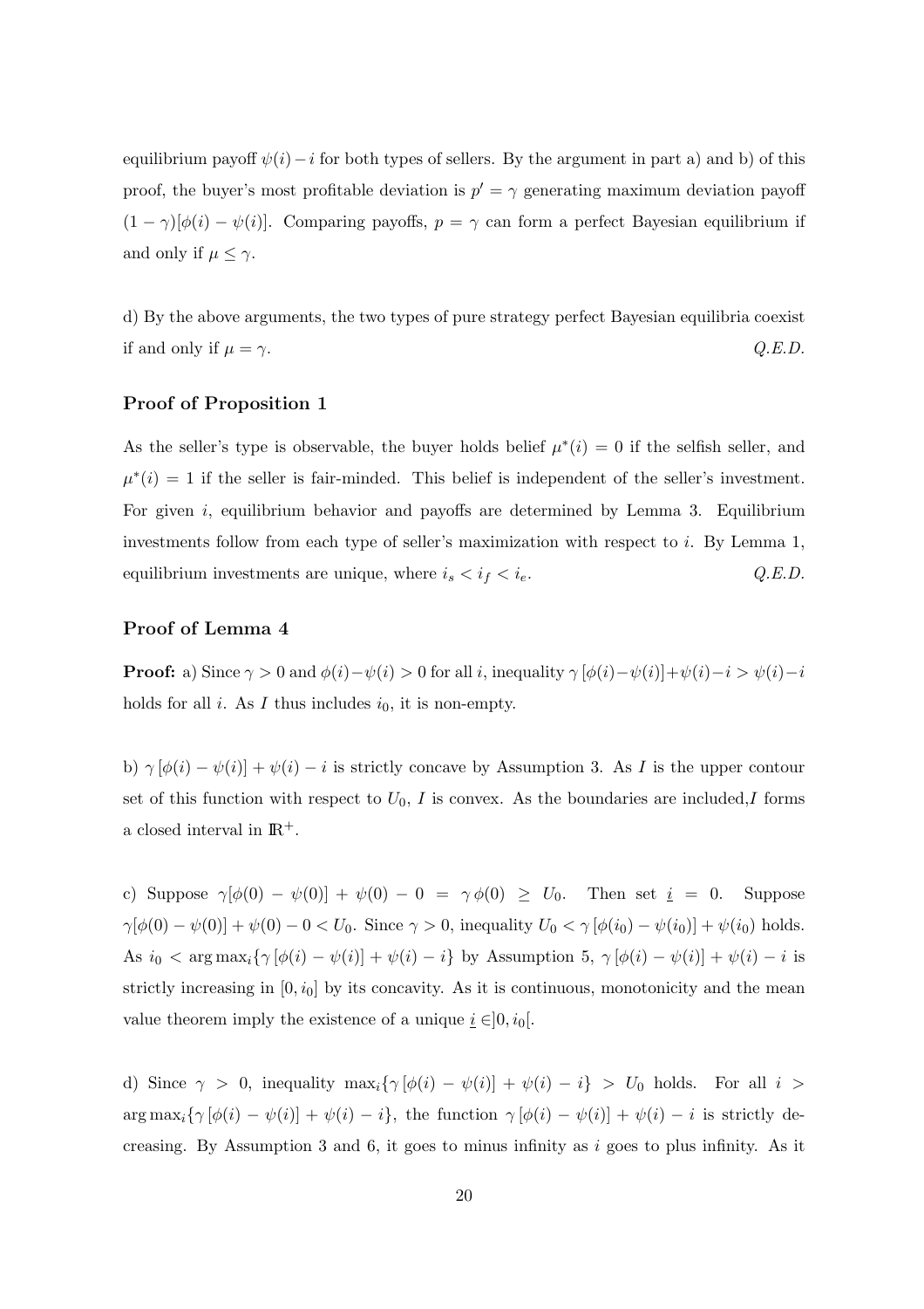equilibrium payoff $\psi(i) - i$ for both types of sellers. By the argument in part a) and b) of this proof, the buyer's most profitable deviation is $p' = \gamma$ generating maximum deviation payoff $(1-\gamma)[\phi(i) - \psi(i)]$. Comparing payoffs, $p = \gamma$ can form a perfect Bayesian equilibrium if and only if $\mu \leq \gamma$.

d) By the above arguments, the two types of pure strategy perfect Bayesian equilibria coexist if and only if $\mu = \gamma$. *Q.E.D.*

### Proof of Proposition 1

As the seller's type is observable, the buyer holds belief $\mu^*(i) = 0$ if the selfish seller, and $\mu^*(i) = 1$ if the seller is fair-minded. This belief is independent of the seller's investment. For given $i$, equilibrium behavior and payoffs are determined by Lemma 3. Equilibrium investments follow from each type of seller's maximization with respect to $i$. By Lemma 1, equilibrium investments are unique, where $i_s < i_f < i_e$. *Q.E.D.*

### Proof of Lemma 4

**Proof:** a) Since $\gamma > 0$ and $\phi(i) - \psi(i) > 0$ for all $i$, inequality $\gamma\,[\phi(i) - \psi(i)] + \psi(i) - i > \psi(i) - i$ holds for all $i$. As $I$ thus includes $i_0$, it is non-empty.

b) $\gamma\,[\phi(i) - \psi(i)] + \psi(i) - i$ is strictly concave by Assumption 3. As $I$ is the upper contour set of this function with respect to $U_0$, $I$ is convex. As the boundaries are included, $I$ forms a closed interval in $\mathbb{R}^+$.

c) Suppose $\gamma[\phi(0) - \psi(0)] + \psi(0) - 0 = \gamma\,\phi(0) \geq U_0$. Then set $\underline{i} = 0$. Suppose $\gamma[\phi(0) - \psi(0)] + \psi(0) - 0 < U_0$. Since $\gamma > 0$, inequality $U_0 < \gamma\,[\phi(i_0) - \psi(i_0)] + \psi(i_0)$ holds. As $i_0 < \arg\max_i\{\gamma\,[\phi(i) - \psi(i)] + \psi(i) - i\}$ by Assumption 5, $\gamma\,[\phi(i) - \psi(i)] + \psi(i) - i$ is strictly increasing in $[0, i_0]$ by its concavity. As it is continuous, monotonicity and the mean value theorem imply the existence of a unique $\underline{i} \in ]0, i_0[$.

d) Since $\gamma > 0$, inequality $\max_i\{\gamma\,[\phi(i) - \psi(i)] + \psi(i) - i\} > U_0$ holds. For all $i > \arg\max_i\{\gamma\,[\phi(i) - \psi(i)] + \psi(i) - i\}$, the function $\gamma\,[\phi(i) - \psi(i)] + \psi(i) - i$ is strictly decreasing. By Assumption 3 and 6, it goes to minus infinity as $i$ goes to plus infinity. As it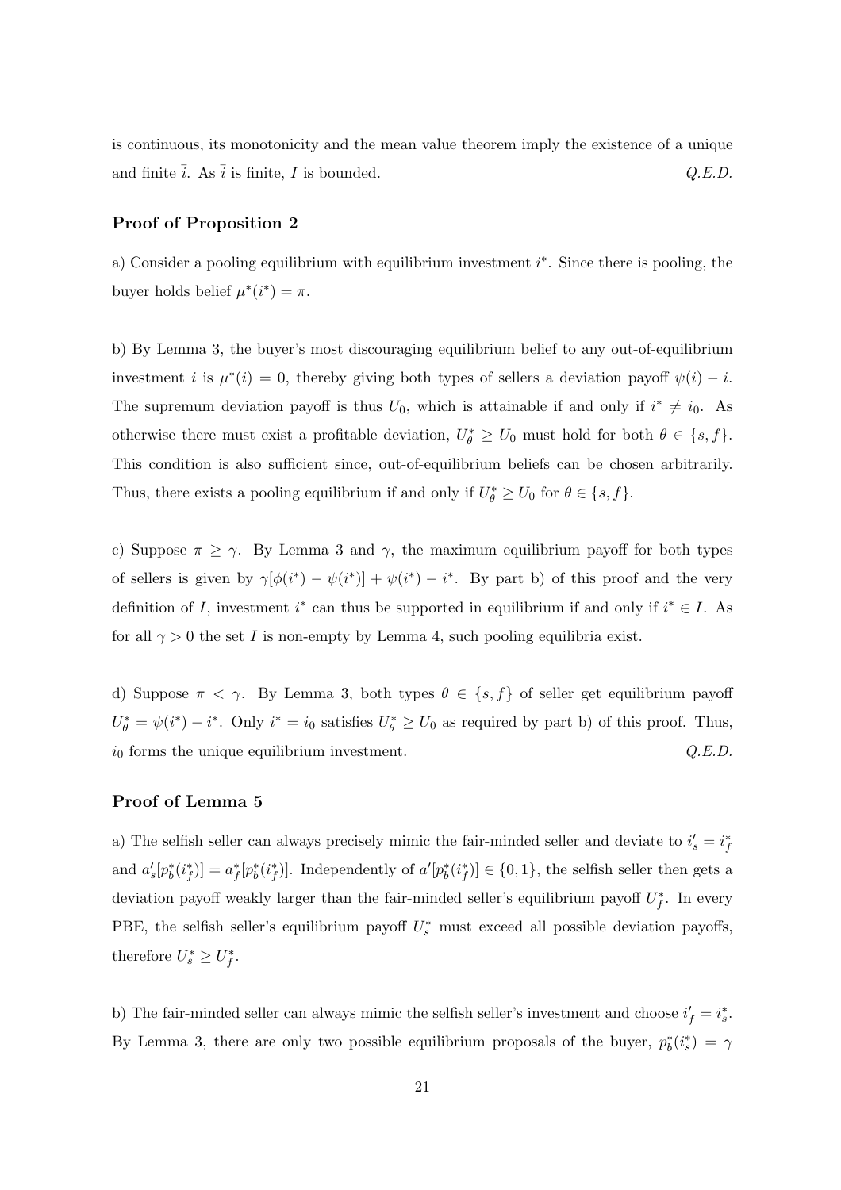is continuous, its monotonicity and the mean value theorem imply the existence of a unique and finite $\bar{i}$. As $\bar{i}$ is finite, $I$ is bounded. *Q.E.D.*

### Proof of Proposition 2

a) Consider a pooling equilibrium with equilibrium investment $i^*$. Since there is pooling, the buyer holds belief $\mu^*(i^*) = \pi$.

b) By Lemma 3, the buyer's most discouraging equilibrium belief to any out-of-equilibrium investment $i$ is $\mu^*(i) = 0$, thereby giving both types of sellers a deviation payoff $\psi(i) - i$. The supremum deviation payoff is thus $U_0$, which is attainable if and only if $i^* \neq i_0$. As otherwise there must exist a profitable deviation, $U^*_\theta \geq U_0$ must hold for both $\theta \in \{s, f\}$. This condition is also sufficient since, out-of-equilibrium beliefs can be chosen arbitrarily. Thus, there exists a pooling equilibrium if and only if $U^*_\theta \geq U_0$ for $\theta \in \{s, f\}$.

c) Suppose $\pi \geq \gamma$. By Lemma 3 and $\gamma$, the maximum equilibrium payoff for both types of sellers is given by $\gamma[\phi(i^*) - \psi(i^*)] + \psi(i^*) - i^*$. By part b) of this proof and the very definition of $I$, investment $i^*$ can thus be supported in equilibrium if and only if $i^* \in I$. As for all $\gamma > 0$ the set $I$ is non-empty by Lemma 4, such pooling equilibria exist.

d) Suppose $\pi < \gamma$. By Lemma 3, both types $\theta \in \{s, f\}$ of seller get equilibrium payoff $U^*_\theta = \psi(i^*) - i^*$. Only $i^* = i_0$ satisfies $U^*_\theta \geq U_0$ as required by part b) of this proof. Thus, $i_0$ forms the unique equilibrium investment. *Q.E.D.*

### Proof of Lemma 5

a) The selfish seller can always precisely mimic the fair-minded seller and deviate to $i'_s = i^*_f$ and $a'_s[p^*_b(i^*_f)] = a^*_f[p^*_b(i^*_f)]$. Independently of $a'[p^*_b(i^*_f)] \in \{0, 1\}$, the selfish seller then gets a deviation payoff weakly larger than the fair-minded seller's equilibrium payoff $U^*_f$. In every PBE, the selfish seller's equilibrium payoff $U^*_s$ must exceed all possible deviation payoffs, therefore $U^*_s \geq U^*_f$.

b) The fair-minded seller can always mimic the selfish seller's investment and choose $i'_f = i^*_s$. By Lemma 3, there are only two possible equilibrium proposals of the buyer, $p^*_b(i^*_s) = \gamma$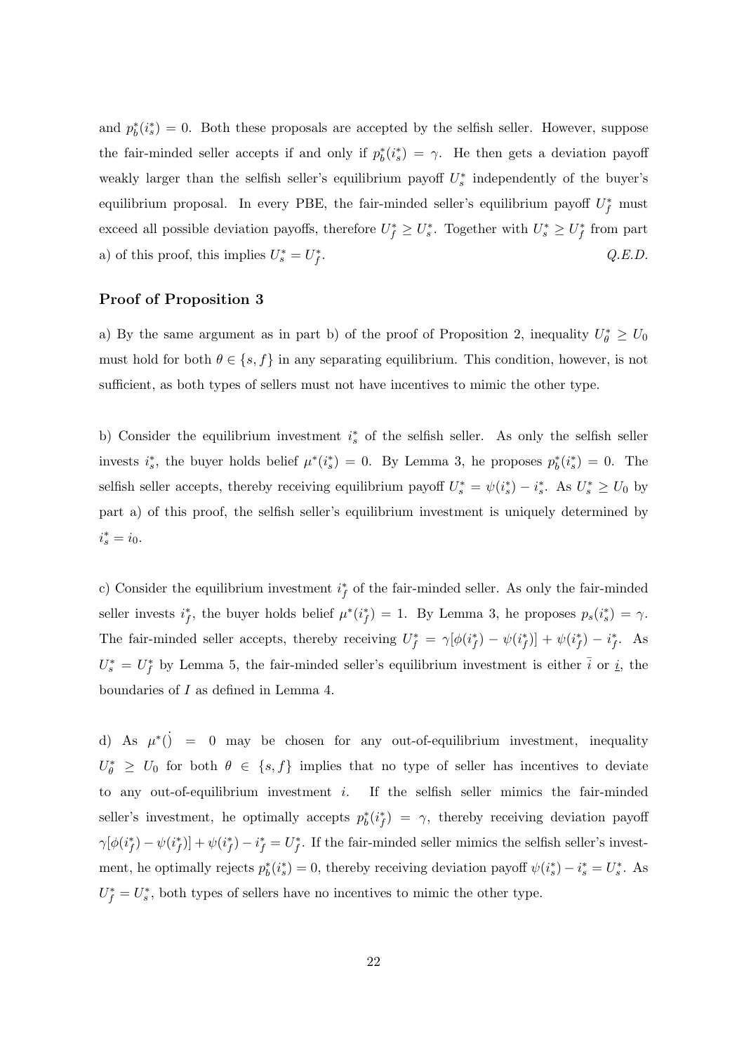and $p_b^*(i_s^*) = 0$. Both these proposals are accepted by the selfish seller. However, suppose the fair-minded seller accepts if and only if $p_b^*(i_s^*) = \gamma$. He then gets a deviation payoff weakly larger than the selfish seller's equilibrium payoff $U_s^*$ independently of the buyer's equilibrium proposal. In every PBE, the fair-minded seller's equilibrium payoff $U_f^*$ must exceed all possible deviation payoffs, therefore $U_f^* \geq U_s^*$. Together with $U_s^* \geq U_f^*$ from part a) of this proof, this implies $U_s^* = U_f^*$. *Q.E.D.*

### Proof of Proposition 3

a) By the same argument as in part b) of the proof of Proposition 2, inequality $U_\theta^* \geq U_0$ must hold for both $\theta \in \{s, f\}$ in any separating equilibrium. This condition, however, is not sufficient, as both types of sellers must not have incentives to mimic the other type.

b) Consider the equilibrium investment $i_s^*$ of the selfish seller. As only the selfish seller invests $i_s^*$, the buyer holds belief $\mu^*(i_s^*) = 0$. By Lemma 3, he proposes $p_b^*(i_s^*) = 0$. The selfish seller accepts, thereby receiving equilibrium payoff $U_s^* = \psi(i_s^*) - i_s^*$. As $U_s^* \geq U_0$ by part a) of this proof, the selfish seller's equilibrium investment is uniquely determined by $i_s^* = i_0$.

c) Consider the equilibrium investment $i_f^*$ of the fair-minded seller. As only the fair-minded seller invests $i_f^*$, the buyer holds belief $\mu^*(i_f^*) = 1$. By Lemma 3, he proposes $p_s(i_s^*) = \gamma$. The fair-minded seller accepts, thereby receiving $U_f^* = \gamma[\phi(i_f^*) - \psi(i_f^*)] + \psi(i_f^*) - i_f^*$. As $U_s^* = U_f^*$ by Lemma 5, the fair-minded seller's equilibrium investment is either $\bar{i}$ or $\underline{i}$, the boundaries of $I$ as defined in Lemma 4.

d) As $\mu^*(\dot{)} = 0$ may be chosen for any out-of-equilibrium investment, inequality $U_\theta^* \geq U_0$ for both $\theta \in \{s, f\}$ implies that no type of seller has incentives to deviate to any out-of-equilibrium investment $i$. If the selfish seller mimics the fair-minded seller's investment, he optimally accepts $p_b^*(i_f^*) = \gamma$, thereby receiving deviation payoff $\gamma[\phi(i_f^*) - \psi(i_f^*)] + \psi(i_f^*) - i_f^* = U_f^*$. If the fair-minded seller mimics the selfish seller's investment, he optimally rejects $p_b^*(i_s^*) = 0$, thereby receiving deviation payoff $\psi(i_s^*) - i_s^* = U_s^*$. As $U_f^* = U_s^*$, both types of sellers have no incentives to mimic the other type.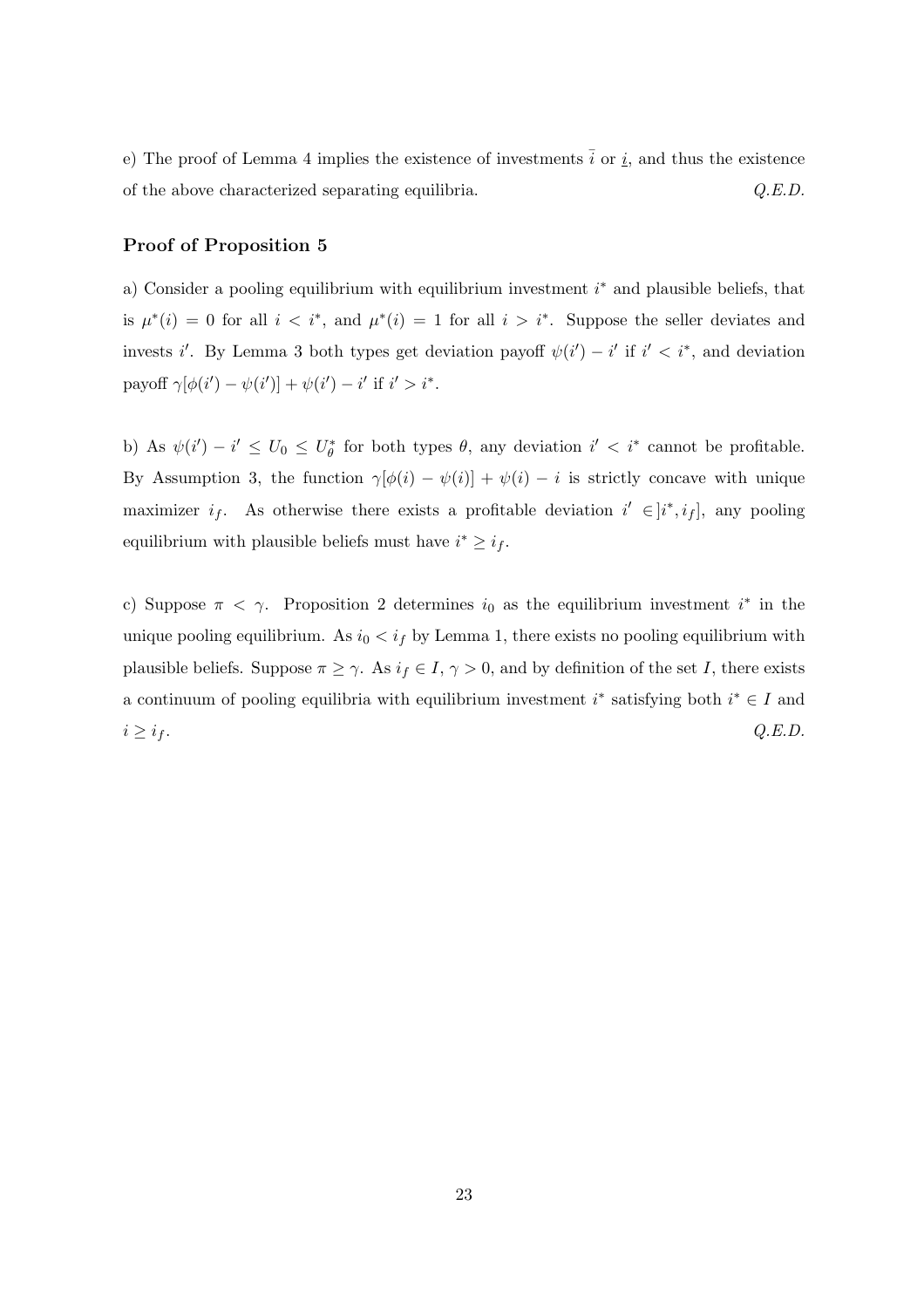e) The proof of Lemma 4 implies the existence of investments $\bar{i}$ or $\underline{i}$, and thus the existence of the above characterized separating equilibria. *Q.E.D.*

**Proof of Proposition 5**

a) Consider a pooling equilibrium with equilibrium investment $i^*$ and plausible beliefs, that is $\mu^*(i) = 0$ for all $i < i^*$, and $\mu^*(i) = 1$ for all $i > i^*$. Suppose the seller deviates and invests $i'$. By Lemma 3 both types get deviation payoff $\psi(i') - i'$ if $i' < i^*$, and deviation payoff $\gamma[\phi(i') - \psi(i')] + \psi(i') - i'$ if $i' > i^*$.

b) As $\psi(i') - i' \leq U_0 \leq U_\theta^*$ for both types $\theta$, any deviation $i' < i^*$ cannot be profitable. By Assumption 3, the function $\gamma[\phi(i) - \psi(i)] + \psi(i) - i$ is strictly concave with unique maximizer $i_f$. As otherwise there exists a profitable deviation $i' \in ]i^*, i_f]$, any pooling equilibrium with plausible beliefs must have $i^* \geq i_f$.

c) Suppose $\pi < \gamma$. Proposition 2 determines $i_0$ as the equilibrium investment $i^*$ in the unique pooling equilibrium. As $i_0 < i_f$ by Lemma 1, there exists no pooling equilibrium with plausible beliefs. Suppose $\pi \geq \gamma$. As $i_f \in I$, $\gamma > 0$, and by definition of the set $I$, there exists a continuum of pooling equilibria with equilibrium investment $i^*$ satisfying both $i^* \in I$ and $i \geq i_f$. *Q.E.D.*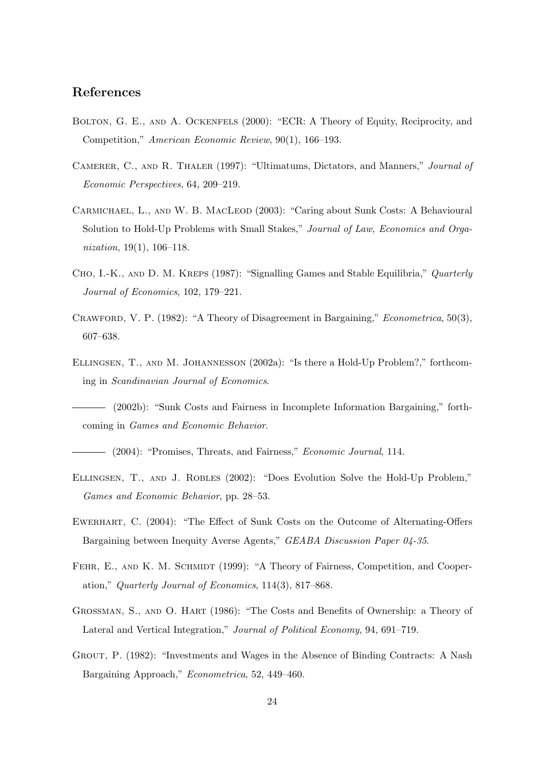## References

Bolton, G. E., and A. Ockenfels (2000): "ECR: A Theory of Equity, Reciprocity, and Competition," *American Economic Review*, 90(1), 166–193.

Camerer, C., and R. Thaler (1997): "Ultimatums, Dictators, and Manners," *Journal of Economic Perspectives*, 64, 209–219.

Carmichael, L., and W. B. MacLeod (2003): "Caring about Sunk Costs: A Behavioural Solution to Hold-Up Problems with Small Stakes," *Journal of Law, Economics and Organization*, 19(1), 106–118.

Cho, I.-K., and D. M. Kreps (1987): "Signalling Games and Stable Equilibria," *Quarterly Journal of Economics*, 102, 179–221.

Crawford, V. P. (1982): "A Theory of Disagreement in Bargaining," *Econometrica*, 50(3), 607–638.

Ellingsen, T., and M. Johannesson (2002a): "Is there a Hold-Up Problem?," forthcoming in *Scandinavian Journal of Economics*.

——— (2002b): "Sunk Costs and Fairness in Incomplete Information Bargaining," forthcoming in *Games and Economic Behavior*.

——— (2004): "Promises, Threats, and Fairness," *Economic Journal*, 114.

Ellingsen, T., and J. Robles (2002): "Does Evolution Solve the Hold-Up Problem," *Games and Economic Behavior*, pp. 28–53.

Ewerhart, C. (2004): "The Effect of Sunk Costs on the Outcome of Alternating-Offers Bargaining between Inequity Averse Agents," *GEABA Discussion Paper 04-35*.

Fehr, E., and K. M. Schmidt (1999): "A Theory of Fairness, Competition, and Cooperation," *Quarterly Journal of Economics*, 114(3), 817–868.

Grossman, S., and O. Hart (1986): "The Costs and Benefits of Ownership: a Theory of Lateral and Vertical Integration," *Journal of Political Economy*, 94, 691–719.

Grout, P. (1982): "Investments and Wages in the Absence of Binding Contracts: A Nash Bargaining Approach," *Econometrica*, 52, 449–460.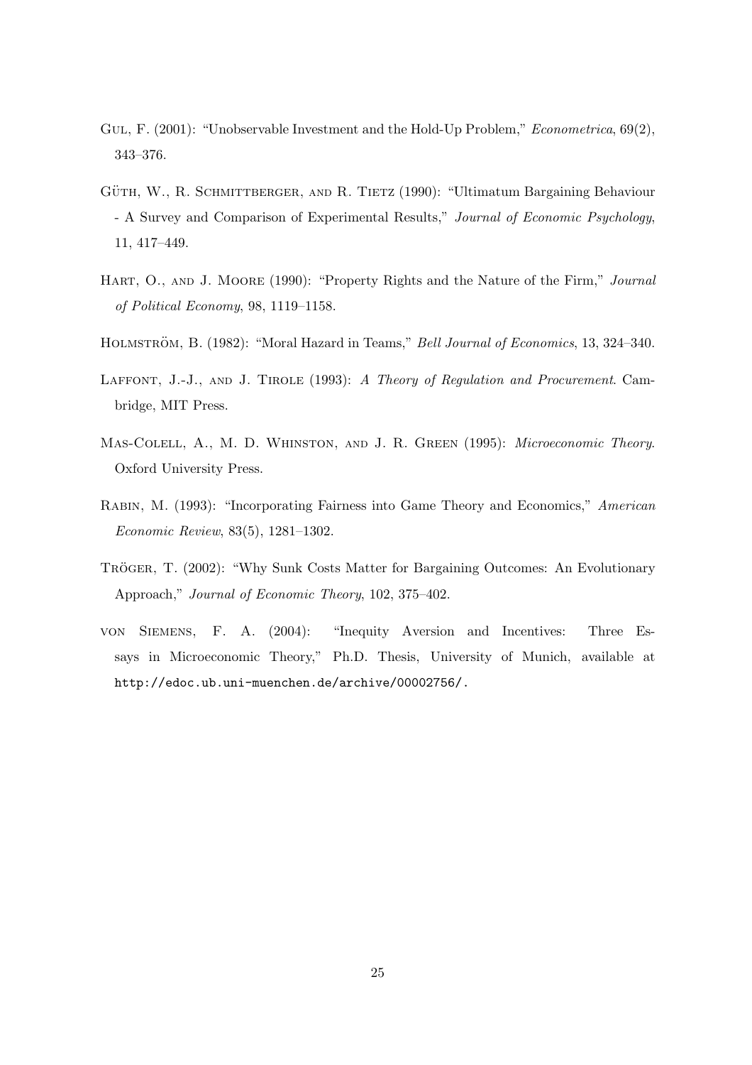Gul, F. (2001): "Unobservable Investment and the Hold-Up Problem," *Econometrica*, 69(2), 343–376.

Güth, W., R. Schmittberger, and R. Tietz (1990): "Ultimatum Bargaining Behaviour - A Survey and Comparison of Experimental Results," *Journal of Economic Psychology*, 11, 417–449.

Hart, O., and J. Moore (1990): "Property Rights and the Nature of the Firm," *Journal of Political Economy*, 98, 1119–1158.

Holmström, B. (1982): "Moral Hazard in Teams," *Bell Journal of Economics*, 13, 324–340.

Laffont, J.-J., and J. Tirole (1993): *A Theory of Regulation and Procurement*. Cambridge, MIT Press.

Mas-Colell, A., M. D. Whinston, and J. R. Green (1995): *Microeconomic Theory*. Oxford University Press.

Rabin, M. (1993): "Incorporating Fairness into Game Theory and Economics," *American Economic Review*, 83(5), 1281–1302.

Tröger, T. (2002): "Why Sunk Costs Matter for Bargaining Outcomes: An Evolutionary Approach," *Journal of Economic Theory*, 102, 375–402.

von Siemens, F. A. (2004): "Inequity Aversion and Incentives: Three Essays in Microeconomic Theory," Ph.D. Thesis, University of Munich, available at http://edoc.ub.uni-muenchen.de/archive/00002756/.